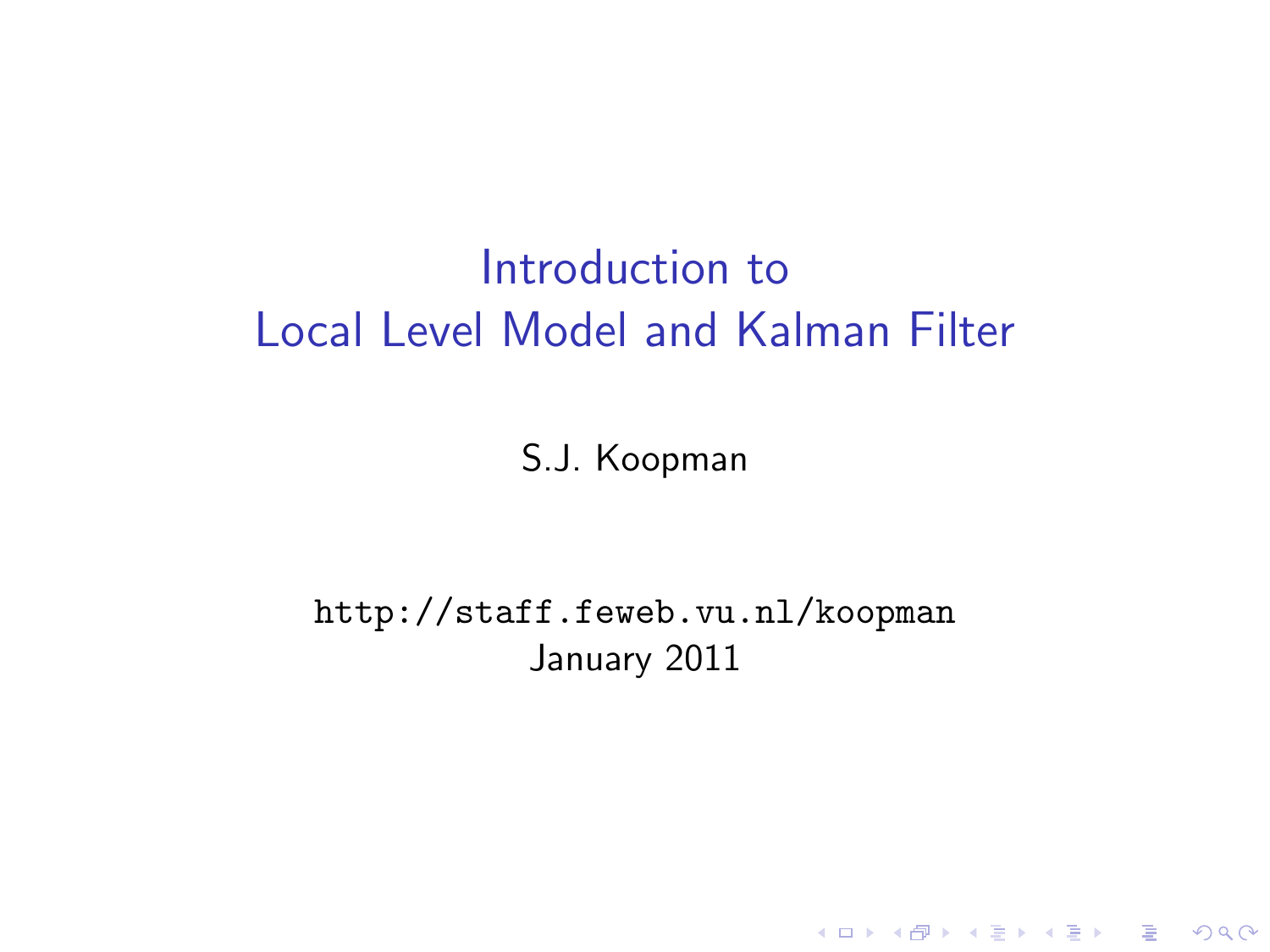# Introduction to Local Level Model and Kalman Filter

S.J. Koopman

http://staff.feweb.vu.nl/koopman

January 2011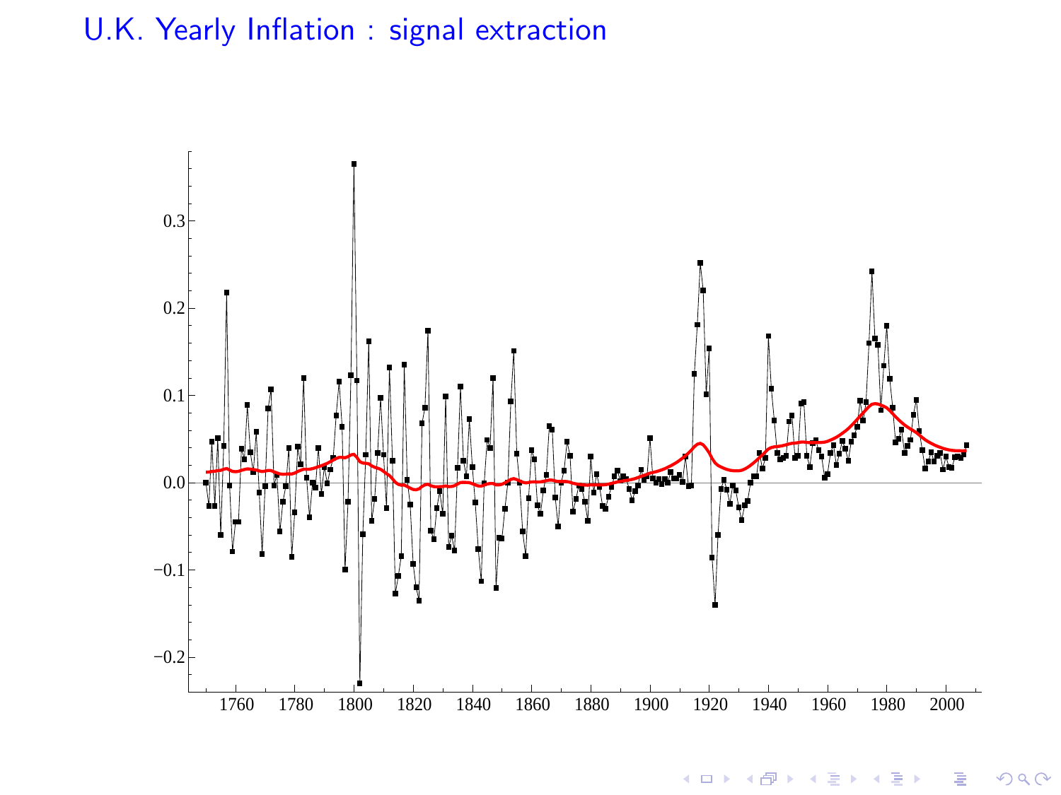# U.K. Yearly Inflation : signal extraction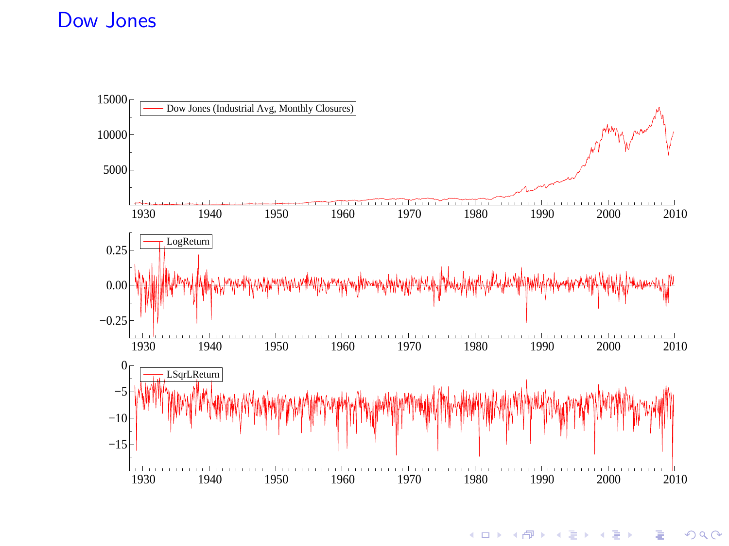# Dow Jones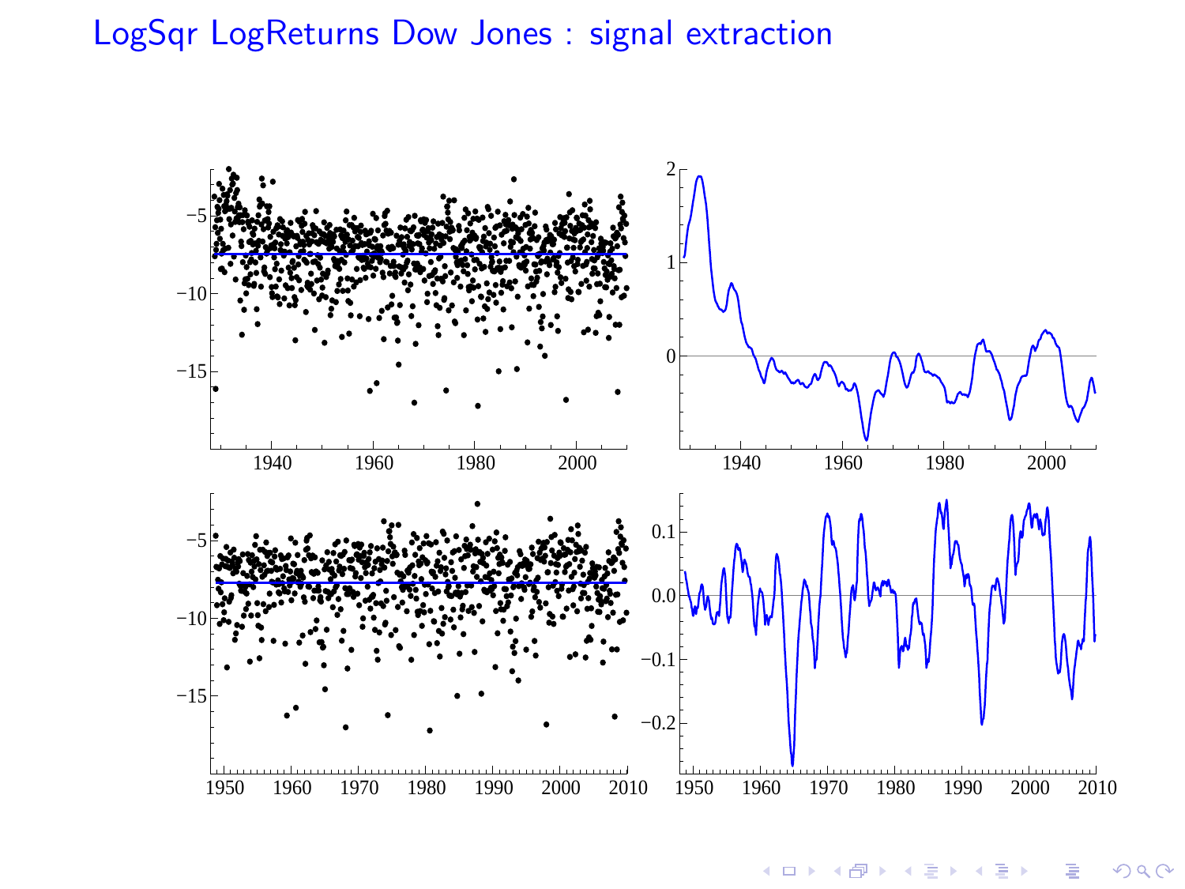# LogSqr LogReturns Dow Jones : signal extraction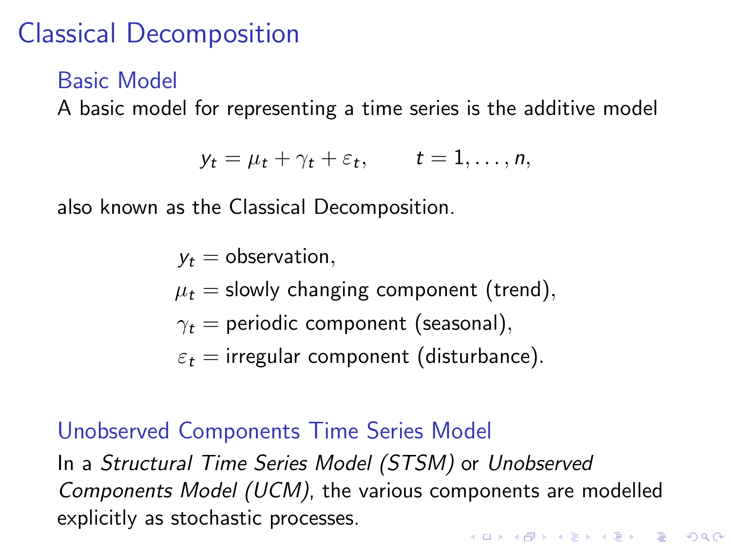# Classical Decomposition

## Basic Model

A basic model for representing a time series is the additive model

$$y_t = \mu_t + \gamma_t + \varepsilon_t, \qquad t = 1, \ldots, n,$$

also known as the Classical Decomposition.

$$\begin{aligned}
y_t &= \text{observation}, \\
\mu_t &= \text{slowly changing component (trend)}, \\
\gamma_t &= \text{periodic component (seasonal)}, \\
\varepsilon_t &= \text{irregular component (disturbance)}.
\end{aligned}$$

## Unobserved Components Time Series Model

In a *Structural Time Series Model (STSM)* or *Unobserved Components Model (UCM)*, the various components are modelled explicitly as stochastic processes.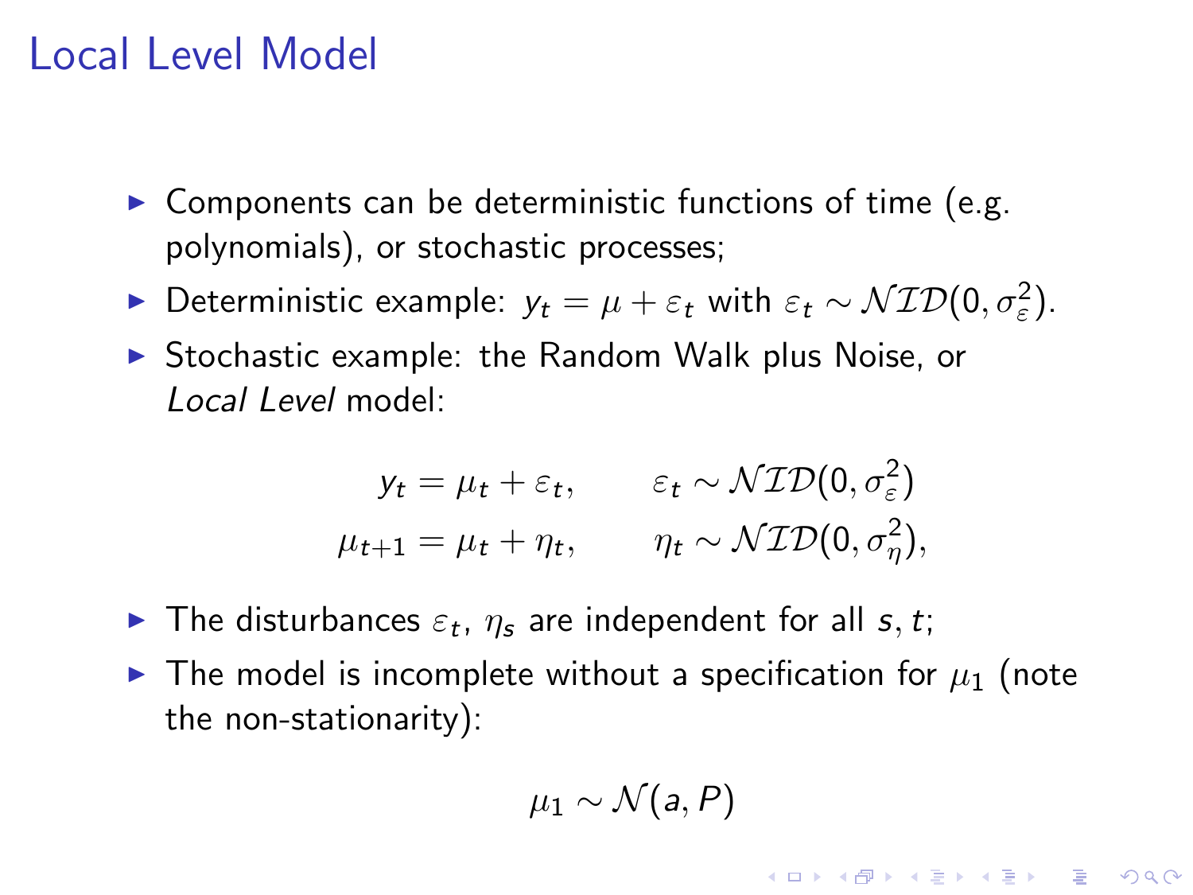# Local Level Model

- Components can be deterministic functions of time (e.g. polynomials), or stochastic processes;
- Deterministic example: $y_t = \mu + \varepsilon_t$ with $\varepsilon_t \sim \mathcal{NID}(0, \sigma_\varepsilon^2)$.
- Stochastic example: the Random Walk plus Noise, or *Local Level* model:

$$
\begin{aligned}
y_t &= \mu_t + \varepsilon_t, &\qquad \varepsilon_t &\sim \mathcal{NID}(0, \sigma_\varepsilon^2) \\
\mu_{t+1} &= \mu_t + \eta_t, &\qquad \eta_t &\sim \mathcal{NID}(0, \sigma_\eta^2),
\end{aligned}
$$

- The disturbances $\varepsilon_t$, $\eta_s$ are independent for all $s, t$;
- The model is incomplete without a specification for $\mu_1$ (note the non-stationarity):

$$
\mu_1 \sim \mathcal{N}(a, P)
$$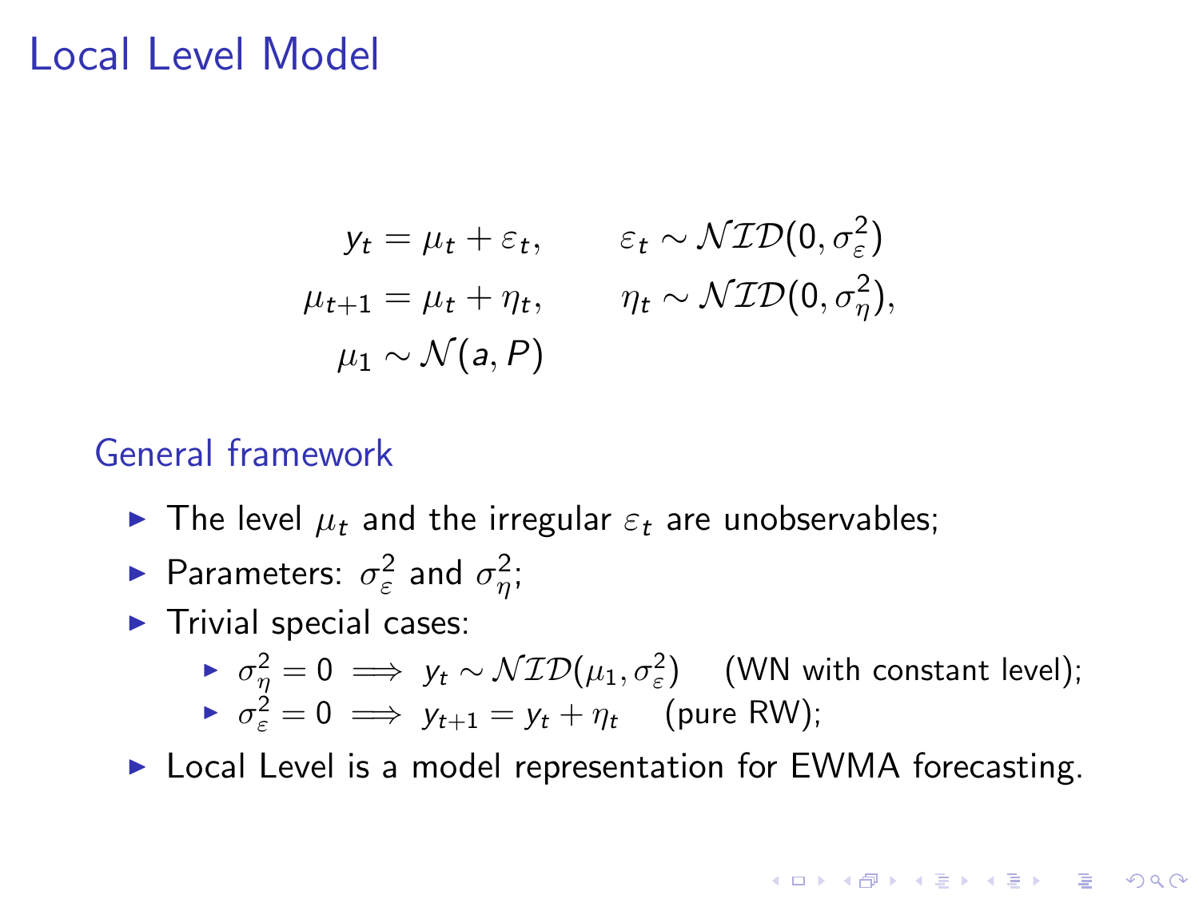# Local Level Model

$$
\begin{aligned}
y_t &= \mu_t + \varepsilon_t, \qquad & \varepsilon_t &\sim \mathcal{NID}(0, \sigma_\varepsilon^2) \\
\mu_{t+1} &= \mu_t + \eta_t, \qquad & \eta_t &\sim \mathcal{NID}(0, \sigma_\eta^2), \\
\mu_1 &\sim \mathcal{N}(a, P) & &
\end{aligned}
$$

## General framework

- The level $\mu_t$ and the irregular $\varepsilon_t$ are unobservables;
- Parameters: $\sigma_\varepsilon^2$ and $\sigma_\eta^2$;
- Trivial special cases:
  - $\sigma_\eta^2 = 0 \implies y_t \sim \mathcal{NID}(\mu_1, \sigma_\varepsilon^2)$ (WN with constant level);
  - $\sigma_\varepsilon^2 = 0 \implies y_{t+1} = y_t + \eta_t$ (pure RW);
- Local Level is a model representation for EWMA forecasting.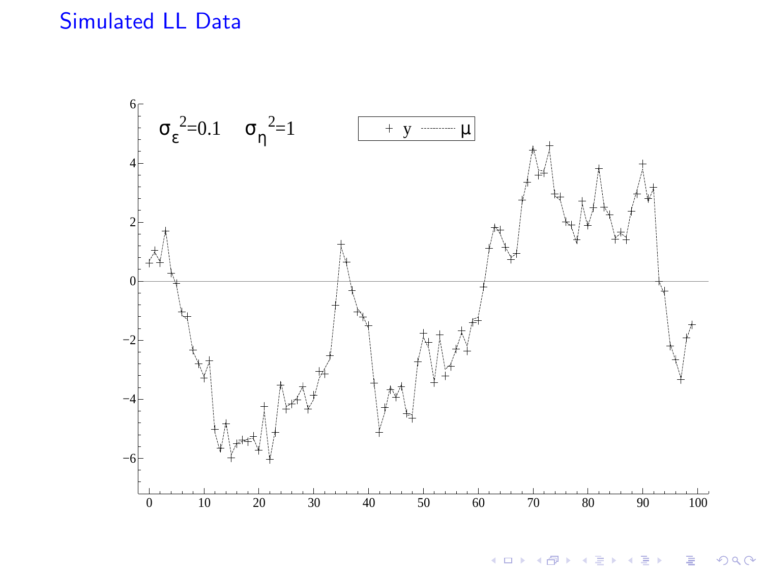# Simulated LL Data

$\sigma_\varepsilon^2=0.1 \quad \sigma_\eta^2=1$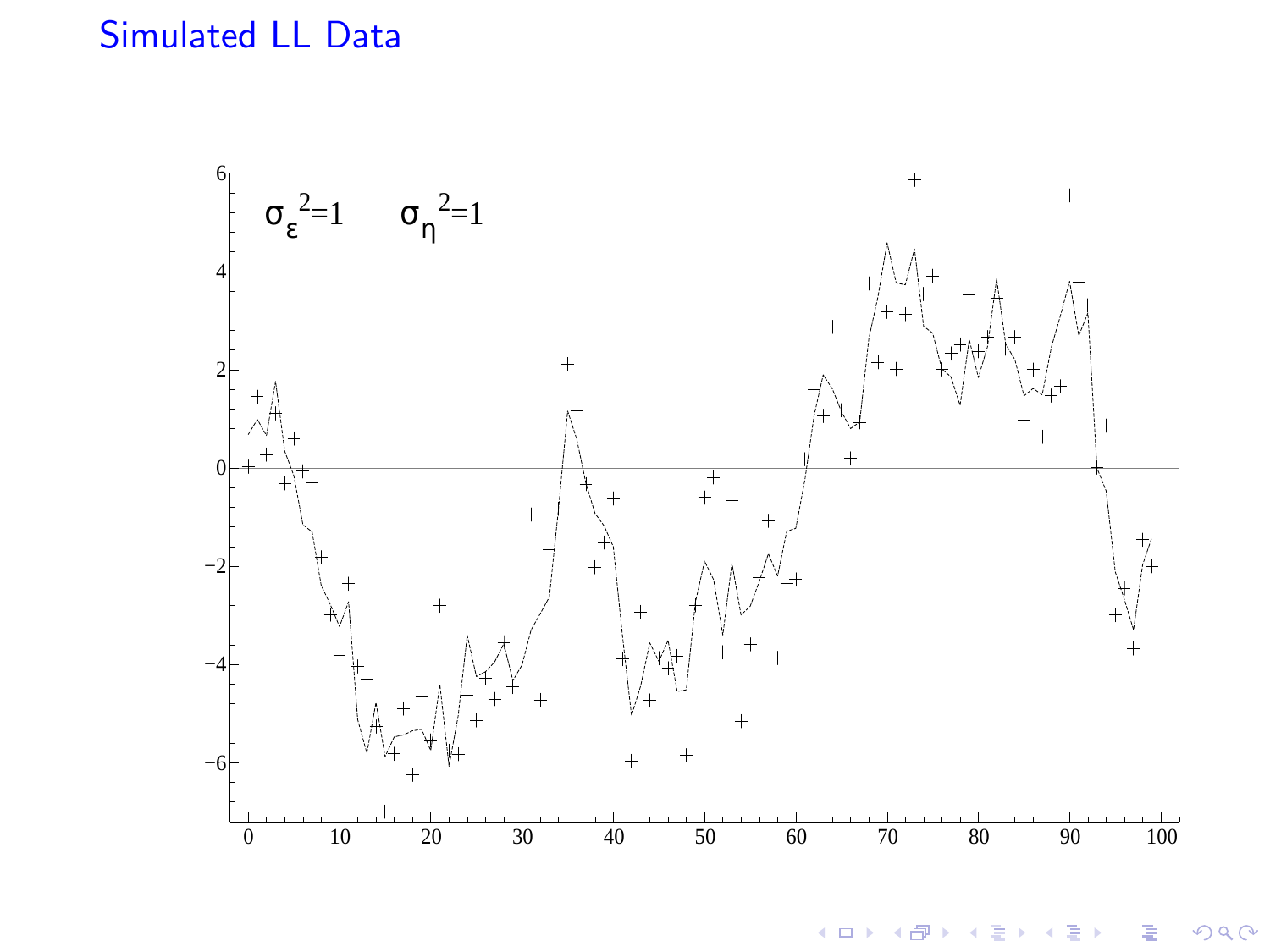# Simulated LL Data

$\sigma_\varepsilon^2=1 \qquad \sigma_\eta^2=1$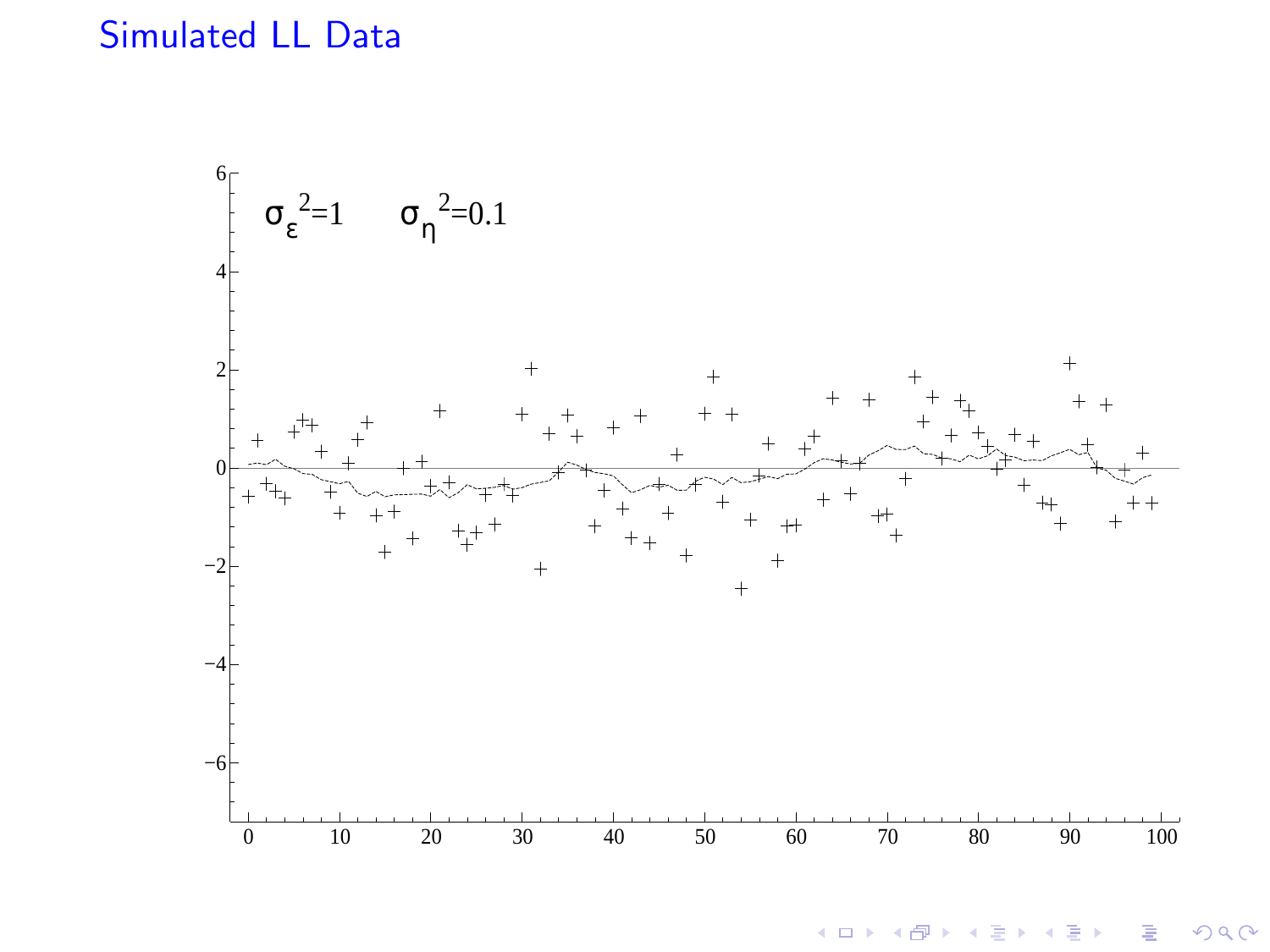# Simulated LL Data

$\sigma_\varepsilon^2=1 \qquad \sigma_\eta^2=0.1$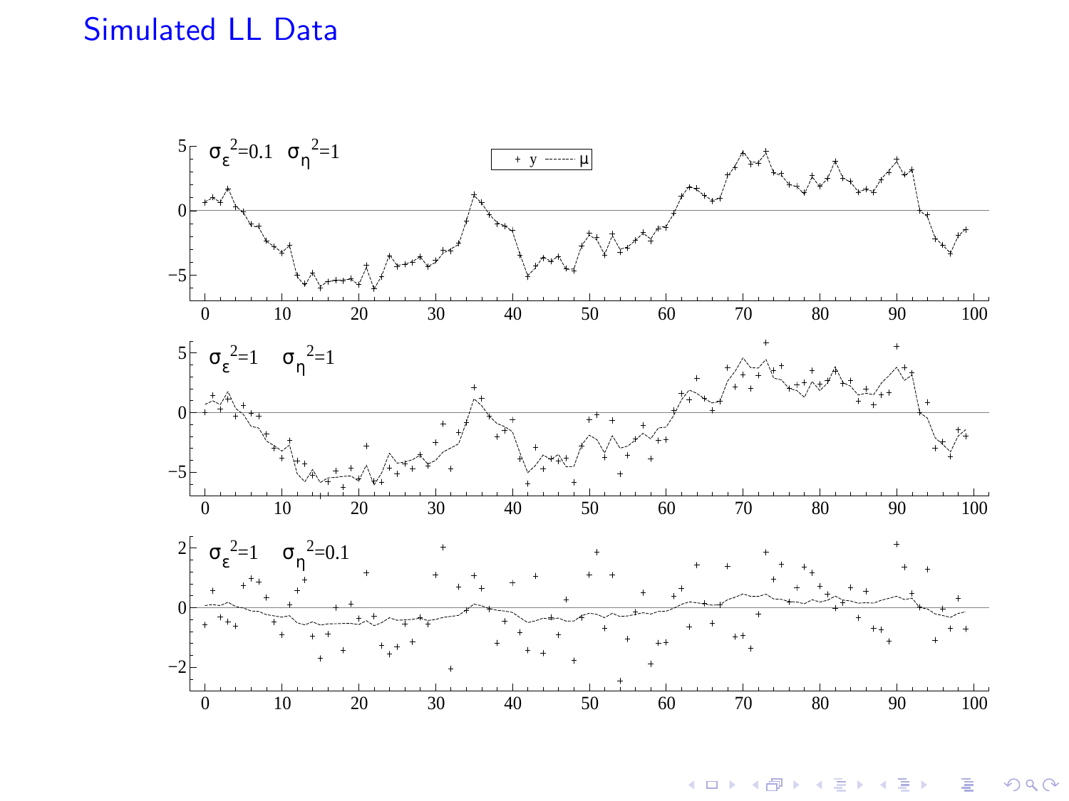# Simulated LL Data

$\sigma_\varepsilon^2$=0.1 $\sigma_\eta^2$=1

$\sigma_\varepsilon^2$=1 $\sigma_\eta^2$=1

$\sigma_\varepsilon^2$=1 $\sigma_\eta^2$=0.1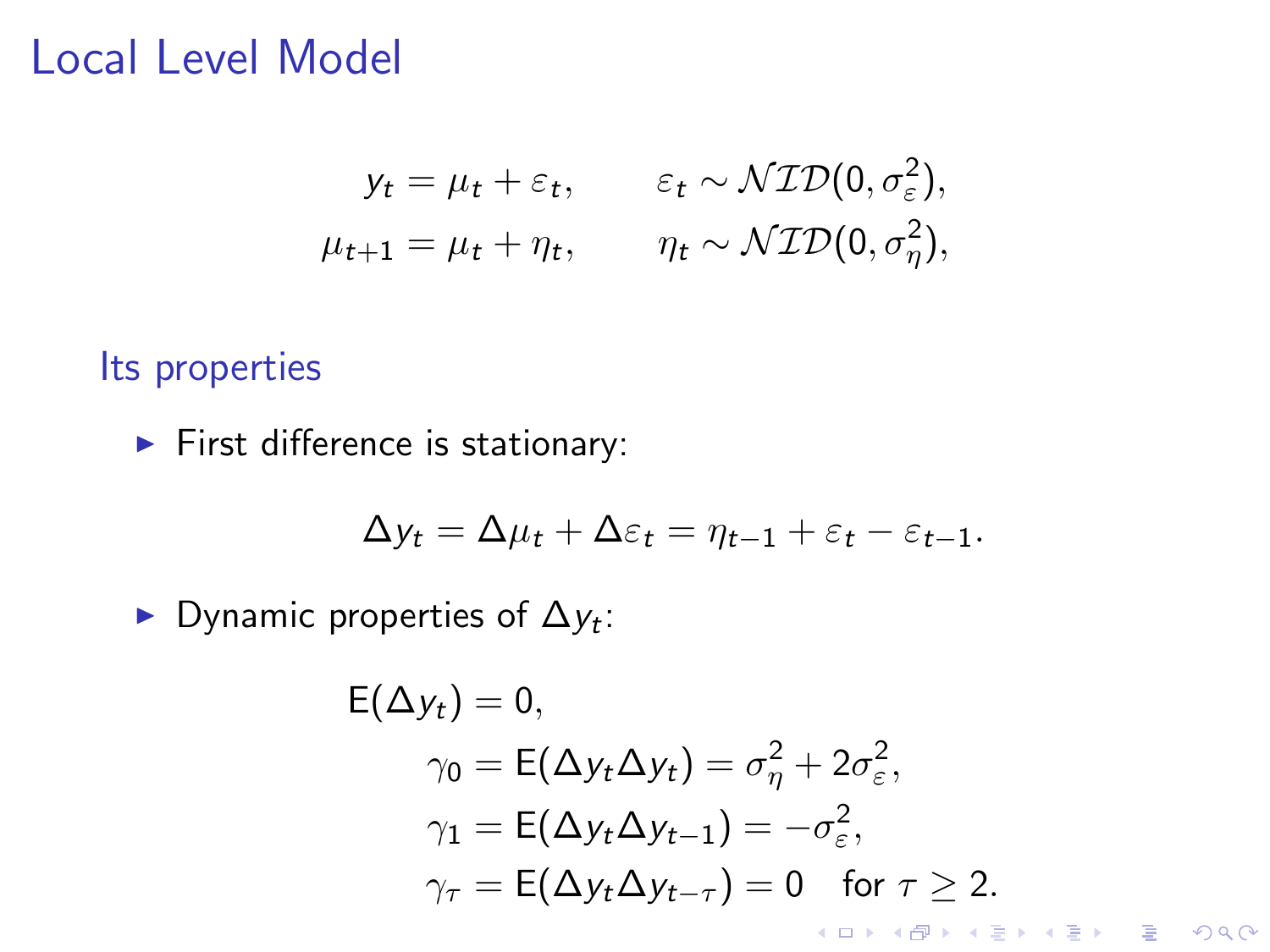# Local Level Model

$$
\begin{aligned}
y_t &= \mu_t + \varepsilon_t, \qquad && \varepsilon_t \sim \mathcal{NID}(0, \sigma_\varepsilon^2), \\
\mu_{t+1} &= \mu_t + \eta_t, \qquad && \eta_t \sim \mathcal{NID}(0, \sigma_\eta^2),
\end{aligned}
$$

## Its properties

- First difference is stationary:

$$
\Delta y_t = \Delta \mu_t + \Delta \varepsilon_t = \eta_{t-1} + \varepsilon_t - \varepsilon_{t-1}.
$$

- Dynamic properties of $\Delta y_t$:

$$
\begin{aligned}
&\mathrm{E}(\Delta y_t) = 0, \\
&\qquad \gamma_0 = \mathrm{E}(\Delta y_t \Delta y_t) = \sigma_\eta^2 + 2\sigma_\varepsilon^2, \\
&\qquad \gamma_1 = \mathrm{E}(\Delta y_t \Delta y_{t-1}) = -\sigma_\varepsilon^2, \\
&\qquad \gamma_\tau = \mathrm{E}(\Delta y_t \Delta y_{t-\tau}) = 0 \quad \text{for } \tau \geq 2.
\end{aligned}
$$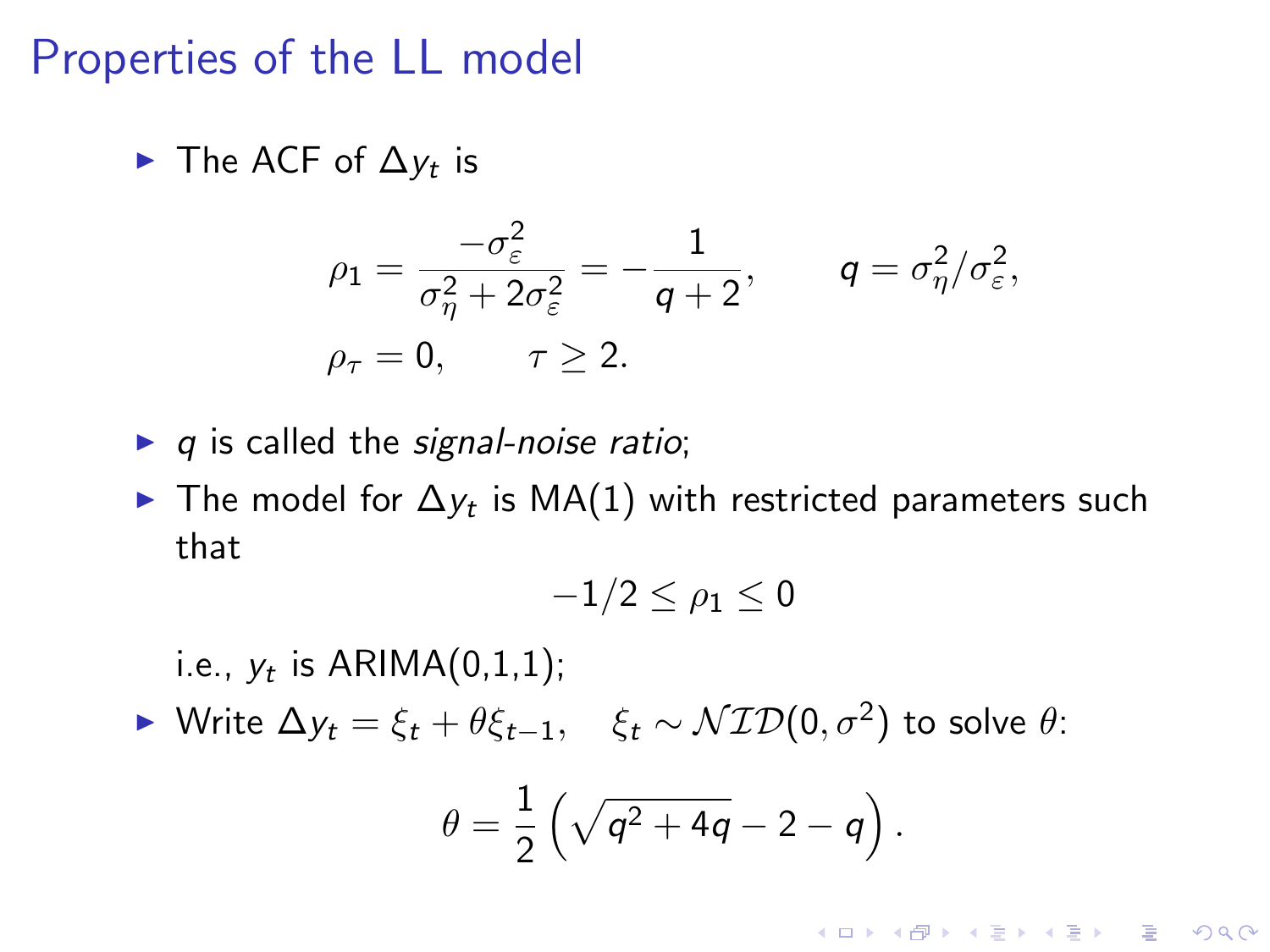# Properties of the LL model

- The ACF of $\Delta y_t$ is

$$
\begin{aligned}
\rho_1 &= \frac{-\sigma_\varepsilon^2}{\sigma_\eta^2 + 2\sigma_\varepsilon^2} = -\frac{1}{q+2}, \qquad q = \sigma_\eta^2/\sigma_\varepsilon^2, \\
\rho_\tau &= 0, \qquad \tau \geq 2.
\end{aligned}
$$

- $q$ is called the *signal-noise ratio*;
- The model for $\Delta y_t$ is MA(1) with restricted parameters such that

$$
-1/2 \leq \rho_1 \leq 0
$$

  i.e., $y_t$ is ARIMA(0,1,1);
- Write $\Delta y_t = \xi_t + \theta \xi_{t-1}, \quad \xi_t \sim \mathcal{NID}(0, \sigma^2)$ to solve $\theta$:

$$
\theta = \frac{1}{2}\left(\sqrt{q^2 + 4q} - 2 - q\right).
$$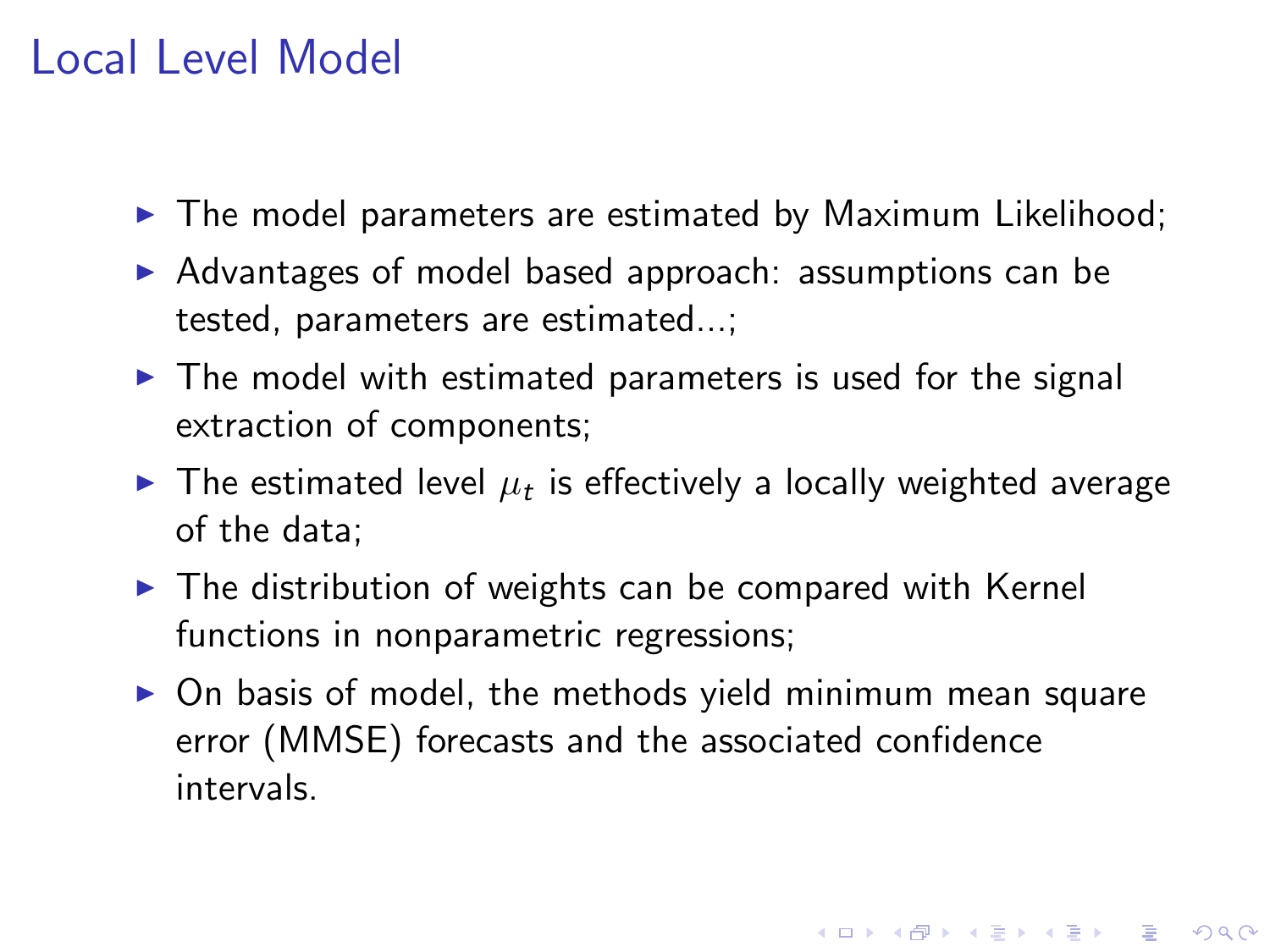# Local Level Model

- The model parameters are estimated by Maximum Likelihood;
- Advantages of model based approach: assumptions can be tested, parameters are estimated...;
- The model with estimated parameters is used for the signal extraction of components;
- The estimated level $\mu_t$ is effectively a locally weighted average of the data;
- The distribution of weights can be compared with Kernel functions in nonparametric regressions;
- On basis of model, the methods yield minimum mean square error (MMSE) forecasts and the associated confidence intervals.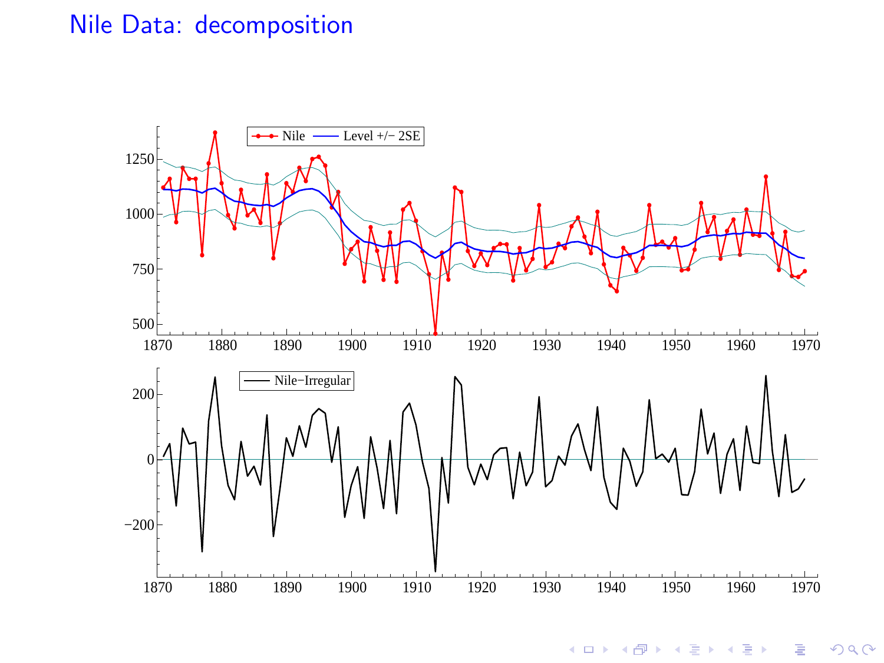# Nile Data: decomposition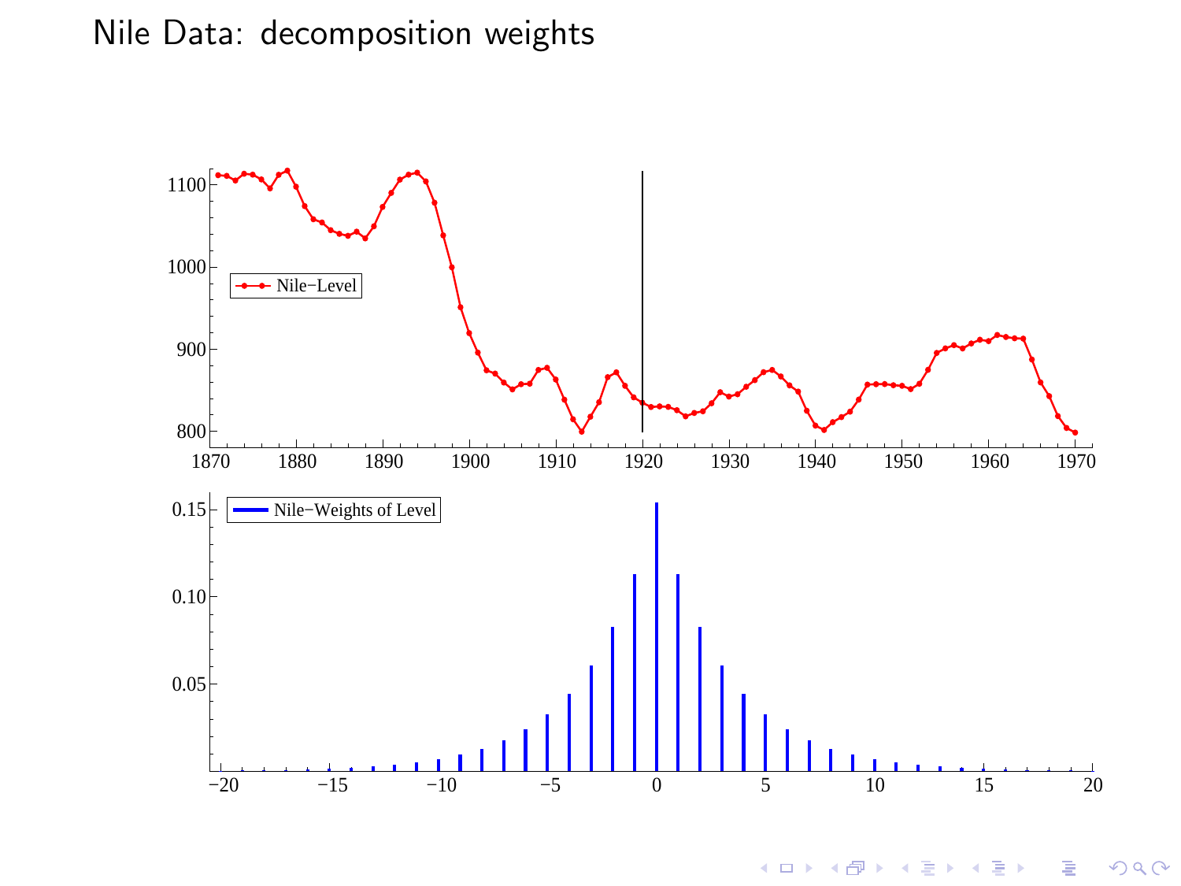# Nile Data: decomposition weights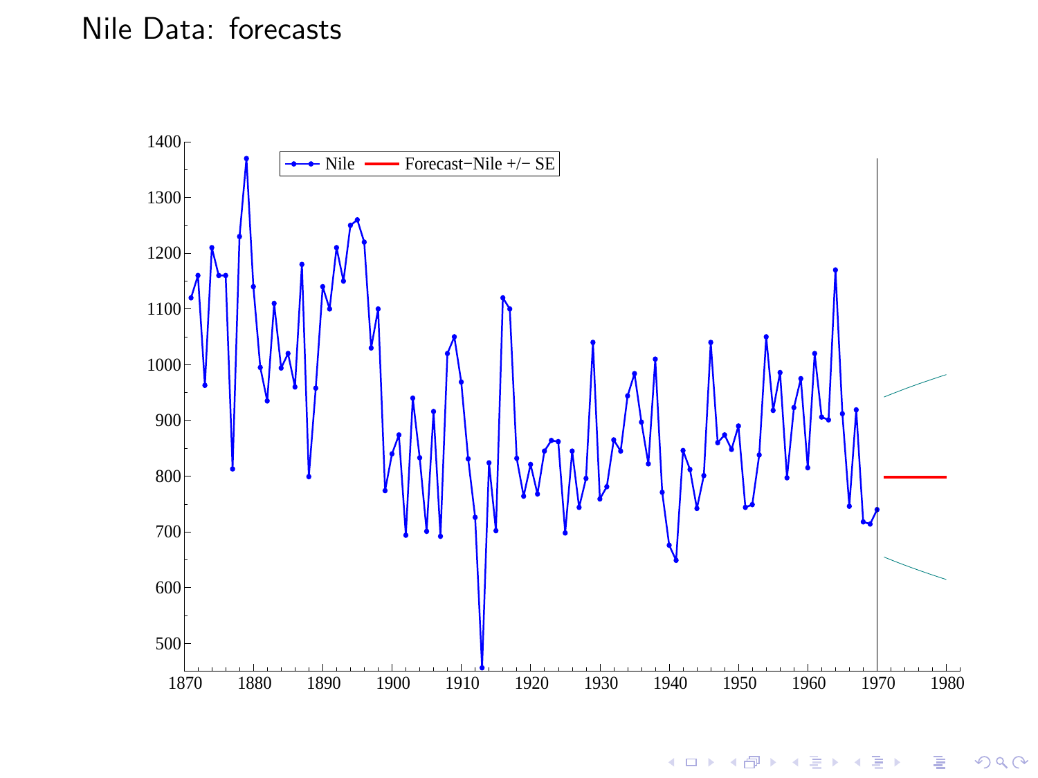# Nile Data: forecasts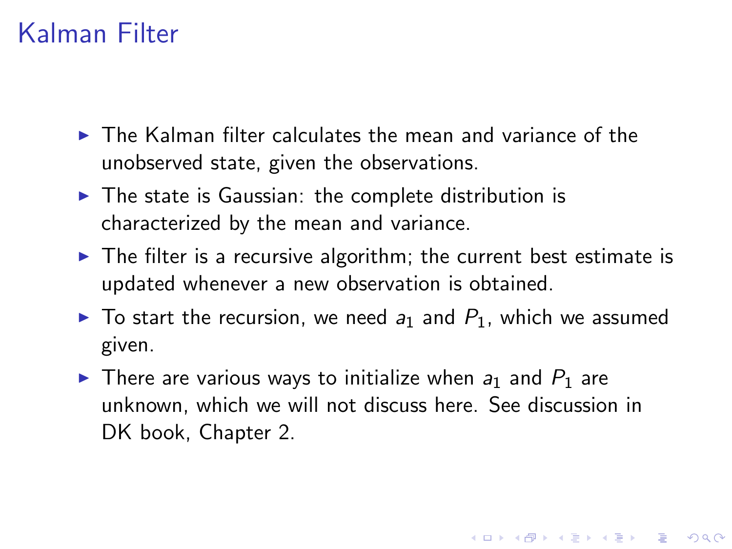# Kalman Filter

- The Kalman filter calculates the mean and variance of the unobserved state, given the observations.
- The state is Gaussian: the complete distribution is characterized by the mean and variance.
- The filter is a recursive algorithm; the current best estimate is updated whenever a new observation is obtained.
- To start the recursion, we need $a_1$ and $P_1$, which we assumed given.
- There are various ways to initialize when $a_1$ and $P_1$ are unknown, which we will not discuss here. See discussion in DK book, Chapter 2.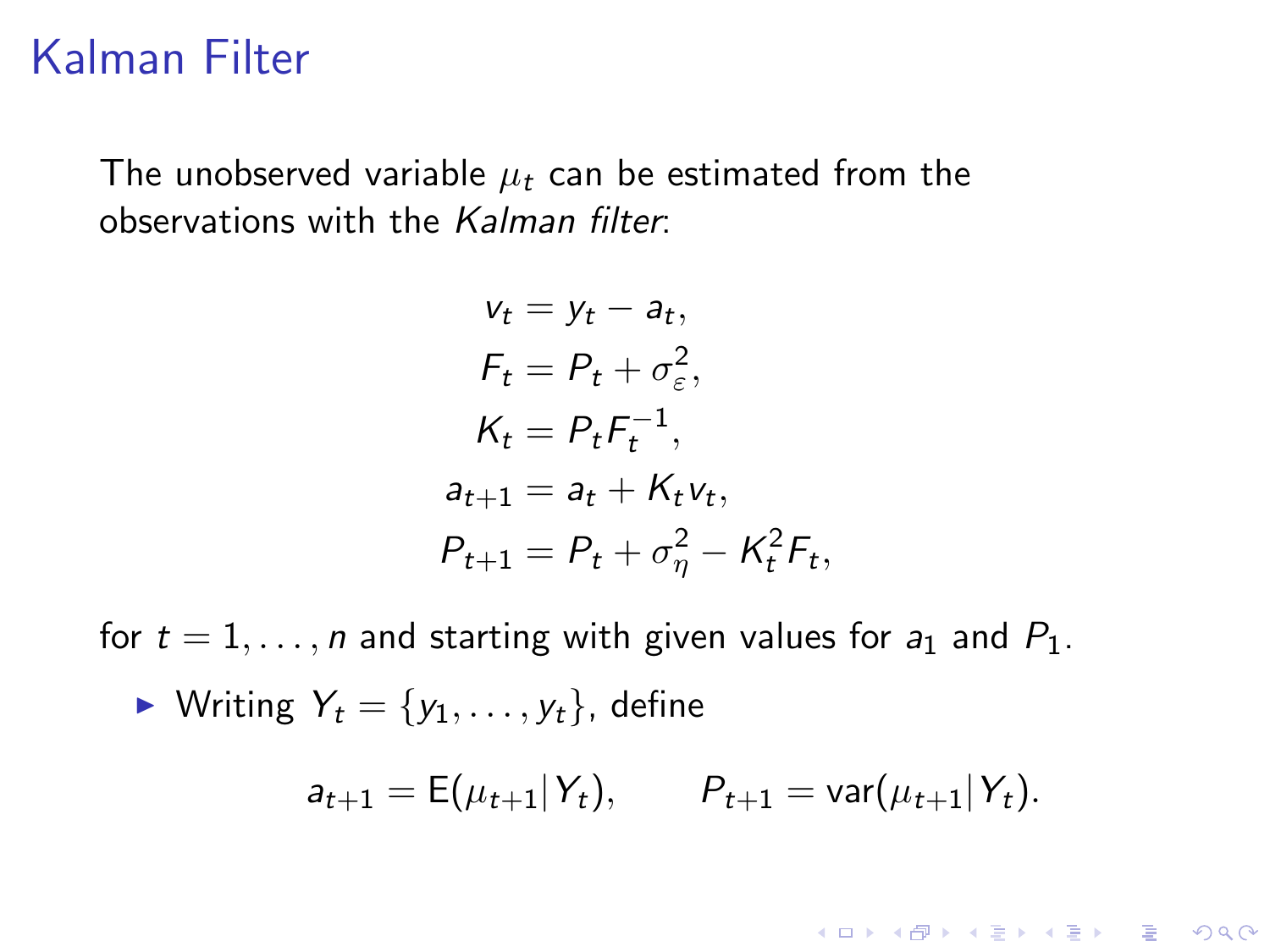# Kalman Filter

The unobserved variable $\mu_t$ can be estimated from the observations with the *Kalman filter*:

$$
\begin{aligned}
v_t &= y_t - a_t, \\
F_t &= P_t + \sigma_\varepsilon^2, \\
K_t &= P_t F_t^{-1}, \\
a_{t+1} &= a_t + K_t v_t, \\
P_{t+1} &= P_t + \sigma_\eta^2 - K_t^2 F_t,
\end{aligned}
$$

for $t = 1, \ldots, n$ and starting with given values for $a_1$ and $P_1$.

- Writing $Y_t = \{y_1, \ldots, y_t\}$, define

$$
a_{t+1} = \mathrm{E}(\mu_{t+1} | Y_t), \qquad P_{t+1} = \mathrm{var}(\mu_{t+1} | Y_t).
$$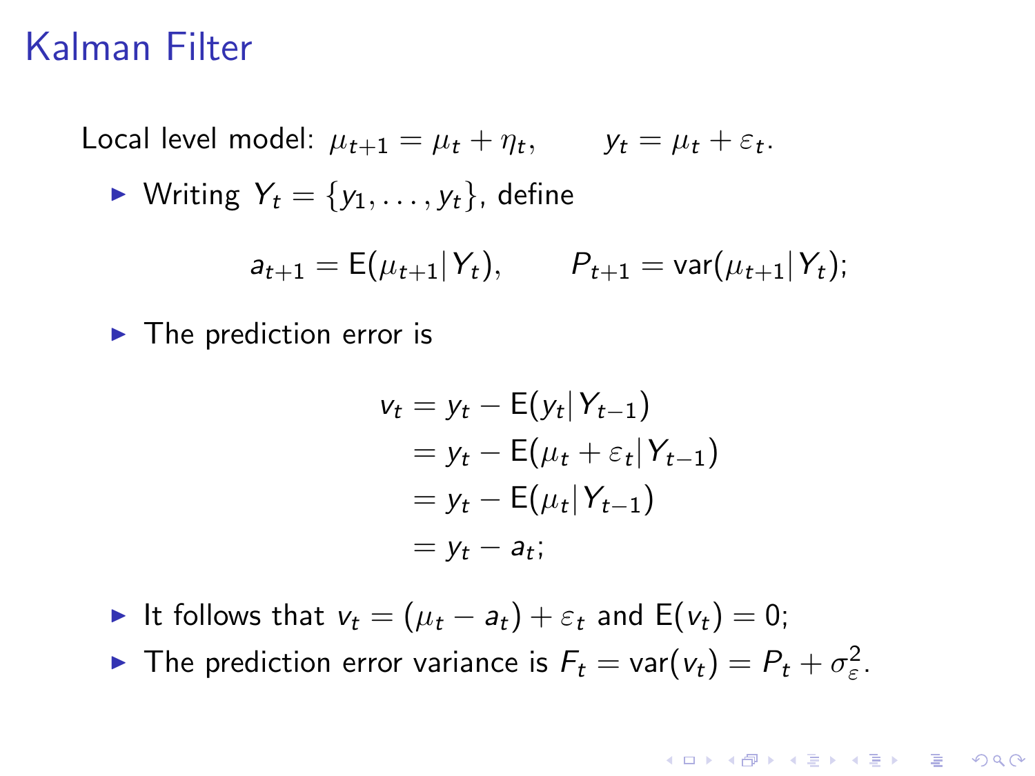# Kalman Filter

Local level model: $\mu_{t+1} = \mu_t + \eta_t, \qquad y_t = \mu_t + \varepsilon_t.$

- Writing $Y_t = \{y_1, \ldots, y_t\}$, define

$$a_{t+1} = \mathrm{E}(\mu_{t+1}|Y_t), \qquad P_{t+1} = \mathrm{var}(\mu_{t+1}|Y_t);$$

- The prediction error is

$$\begin{aligned} v_t &= y_t - \mathrm{E}(y_t|Y_{t-1}) \\ &= y_t - \mathrm{E}(\mu_t + \varepsilon_t|Y_{t-1}) \\ &= y_t - \mathrm{E}(\mu_t|Y_{t-1}) \\ &= y_t - a_t; \end{aligned}$$

- It follows that $v_t = (\mu_t - a_t) + \varepsilon_t$ and $\mathrm{E}(v_t) = 0$;
- The prediction error variance is $F_t = \mathrm{var}(v_t) = P_t + \sigma^2_\varepsilon$.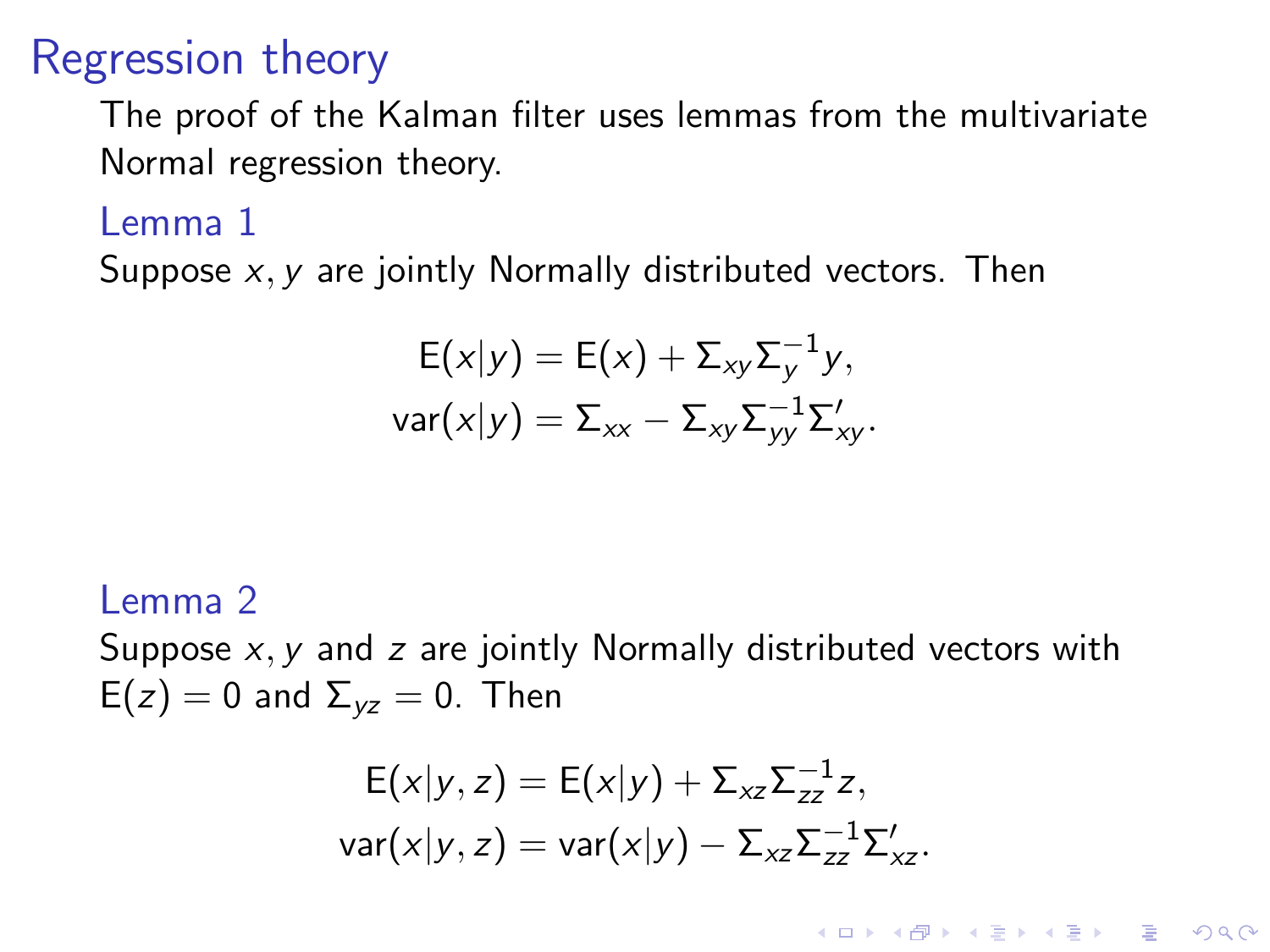# Regression theory

The proof of the Kalman filter uses lemmas from the multivariate Normal regression theory.

## Lemma 1

Suppose $x, y$ are jointly Normally distributed vectors. Then

$$
\mathrm{E}(x|y) = \mathrm{E}(x) + \Sigma_{xy}\Sigma_{y}^{-1}y,
$$

$$
\mathrm{var}(x|y) = \Sigma_{xx} - \Sigma_{xy}\Sigma_{yy}^{-1}\Sigma_{xy}'.
$$

## Lemma 2

Suppose $x, y$ and $z$ are jointly Normally distributed vectors with $\mathrm{E}(z) = 0$ and $\Sigma_{yz} = 0$. Then

$$
\mathrm{E}(x|y,z) = \mathrm{E}(x|y) + \Sigma_{xz}\Sigma_{zz}^{-1}z,
$$

$$
\mathrm{var}(x|y,z) = \mathrm{var}(x|y) - \Sigma_{xz}\Sigma_{zz}^{-1}\Sigma_{xz}'.
$$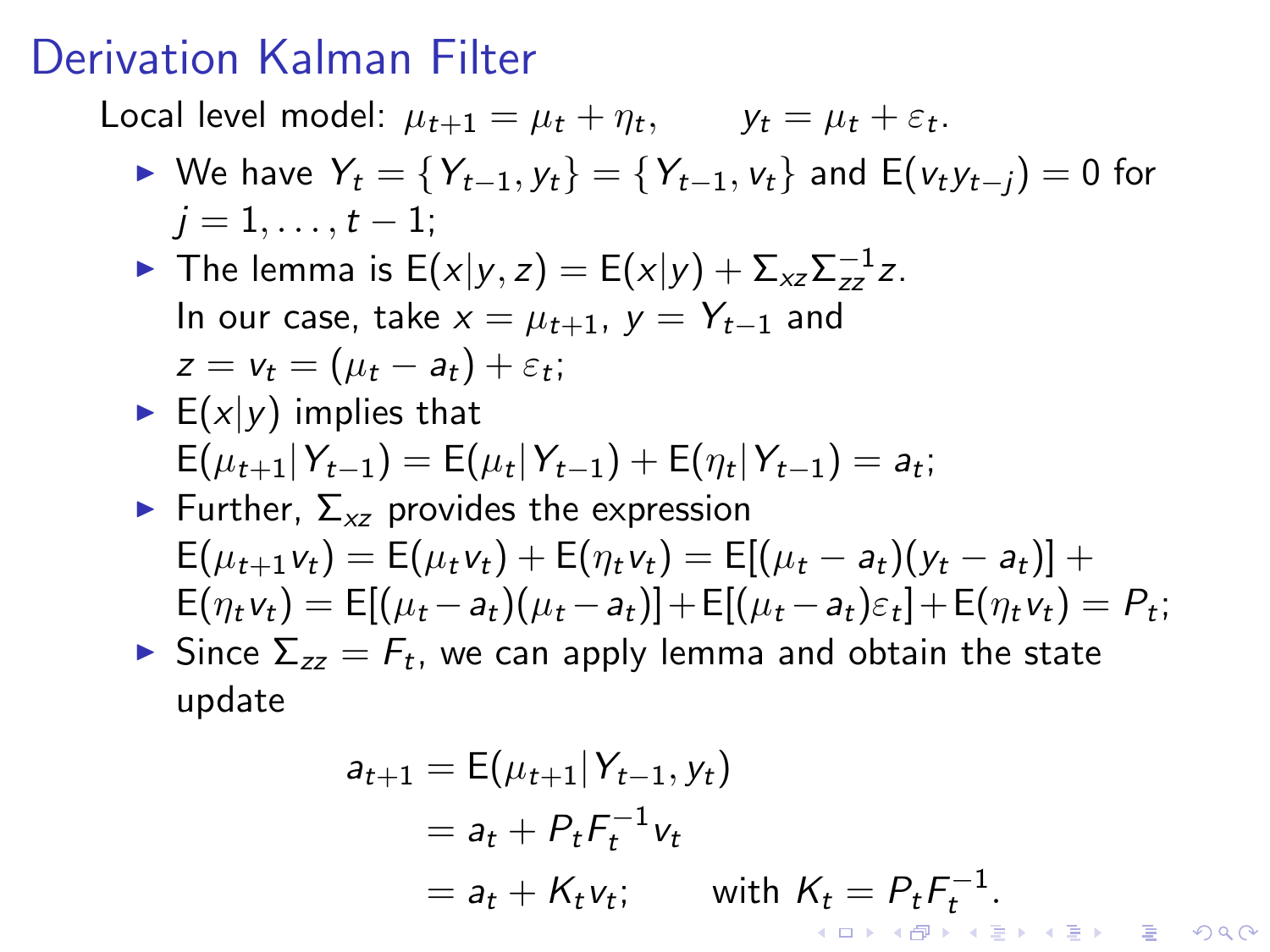# Derivation Kalman Filter

Local level model: $\mu_{t+1} = \mu_t + \eta_t, \qquad y_t = \mu_t + \varepsilon_t.$

- We have $Y_t = \{Y_{t-1}, y_t\} = \{Y_{t-1}, v_t\}$ and $\mathrm{E}(v_t y_{t-j}) = 0$ for $j = 1, \ldots, t-1$;
- The lemma is $\mathrm{E}(x|y,z) = \mathrm{E}(x|y) + \Sigma_{xz}\Sigma_{zz}^{-1} z$.
  In our case, take $x = \mu_{t+1}$, $y = Y_{t-1}$ and $z = v_t = (\mu_t - a_t) + \varepsilon_t$;
- $\mathrm{E}(x|y)$ implies that $\mathrm{E}(\mu_{t+1}|Y_{t-1}) = \mathrm{E}(\mu_t|Y_{t-1}) + \mathrm{E}(\eta_t|Y_{t-1}) = a_t$;
- Further, $\Sigma_{xz}$ provides the expression $\mathrm{E}(\mu_{t+1}v_t) = \mathrm{E}(\mu_t v_t) + \mathrm{E}(\eta_t v_t) = \mathrm{E}[(\mu_t - a_t)(y_t - a_t)] + \mathrm{E}(\eta_t v_t) = \mathrm{E}[(\mu_t - a_t)(\mu_t - a_t)] + \mathrm{E}[(\mu_t - a_t)\varepsilon_t] + \mathrm{E}(\eta_t v_t) = P_t$;
- Since $\Sigma_{zz} = F_t$, we can apply lemma and obtain the state update

$$
\begin{aligned}
a_{t+1} &= \mathrm{E}(\mu_{t+1}|Y_{t-1}, y_t) \\
&= a_t + P_t F_t^{-1} v_t \\
&= a_t + K_t v_t; \qquad \text{with } K_t = P_t F_t^{-1}.
\end{aligned}
$$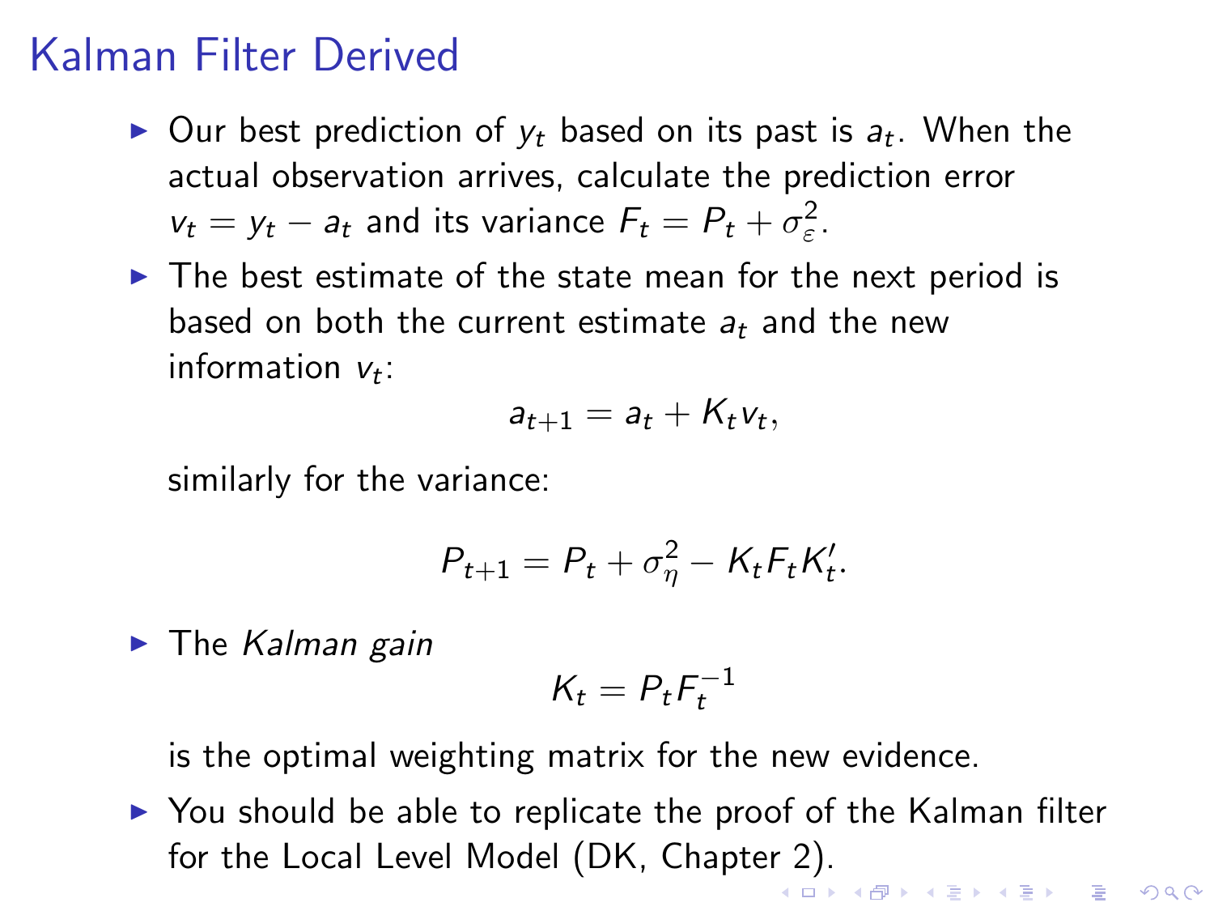# Kalman Filter Derived

- Our best prediction of $y_t$ based on its past is $a_t$. When the actual observation arrives, calculate the prediction error $v_t = y_t - a_t$ and its variance $F_t = P_t + \sigma_\varepsilon^2$.
- The best estimate of the state mean for the next period is based on both the current estimate $a_t$ and the new information $v_t$:

  $$a_{t+1} = a_t + K_t v_t,$$

  similarly for the variance:

  $$P_{t+1} = P_t + \sigma_\eta^2 - K_t F_t K_t'.$$

- The *Kalman gain*

  $$K_t = P_t F_t^{-1}$$

  is the optimal weighting matrix for the new evidence.
- You should be able to replicate the proof of the Kalman filter for the Local Level Model (DK, Chapter 2).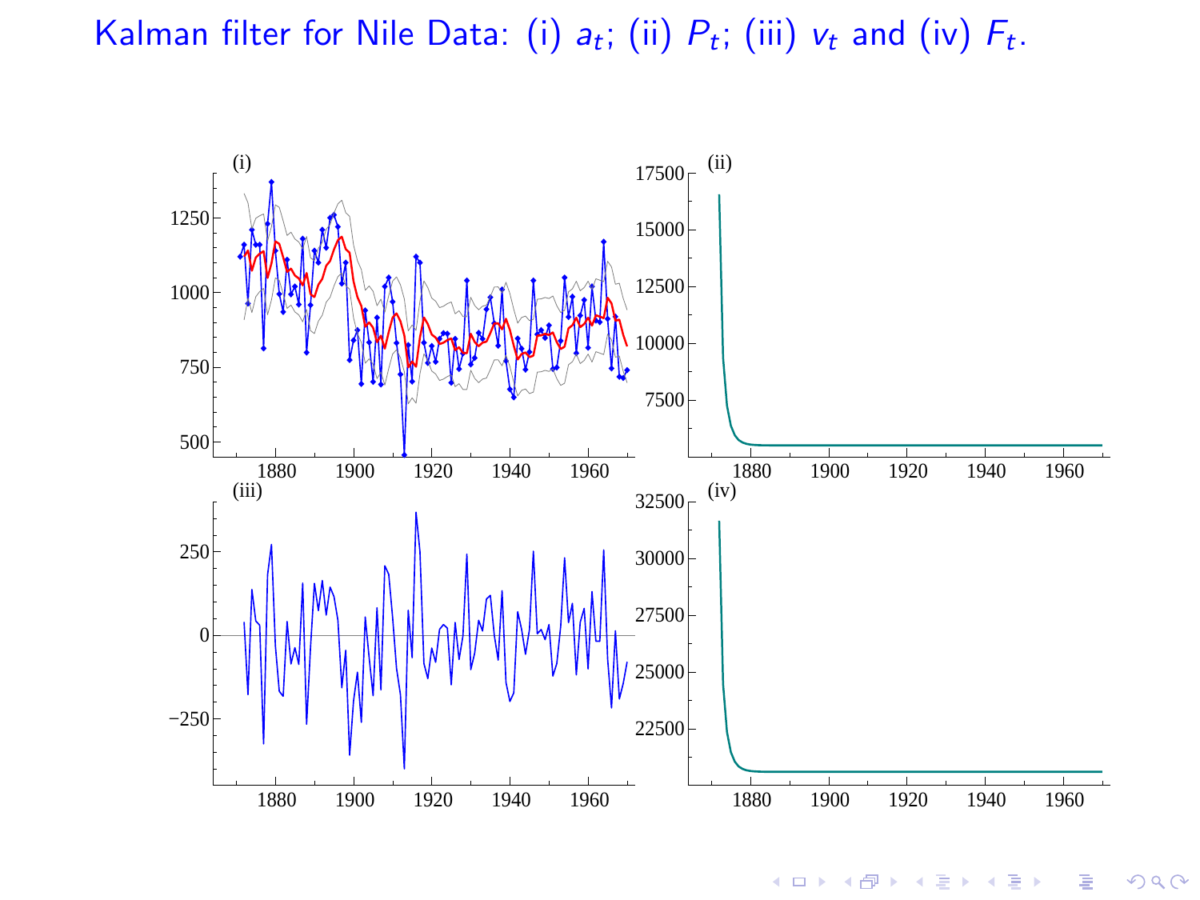# Kalman filter for Nile Data: (i) $a_t$; (ii) $P_t$; (iii) $v_t$ and (iv) $F_t$.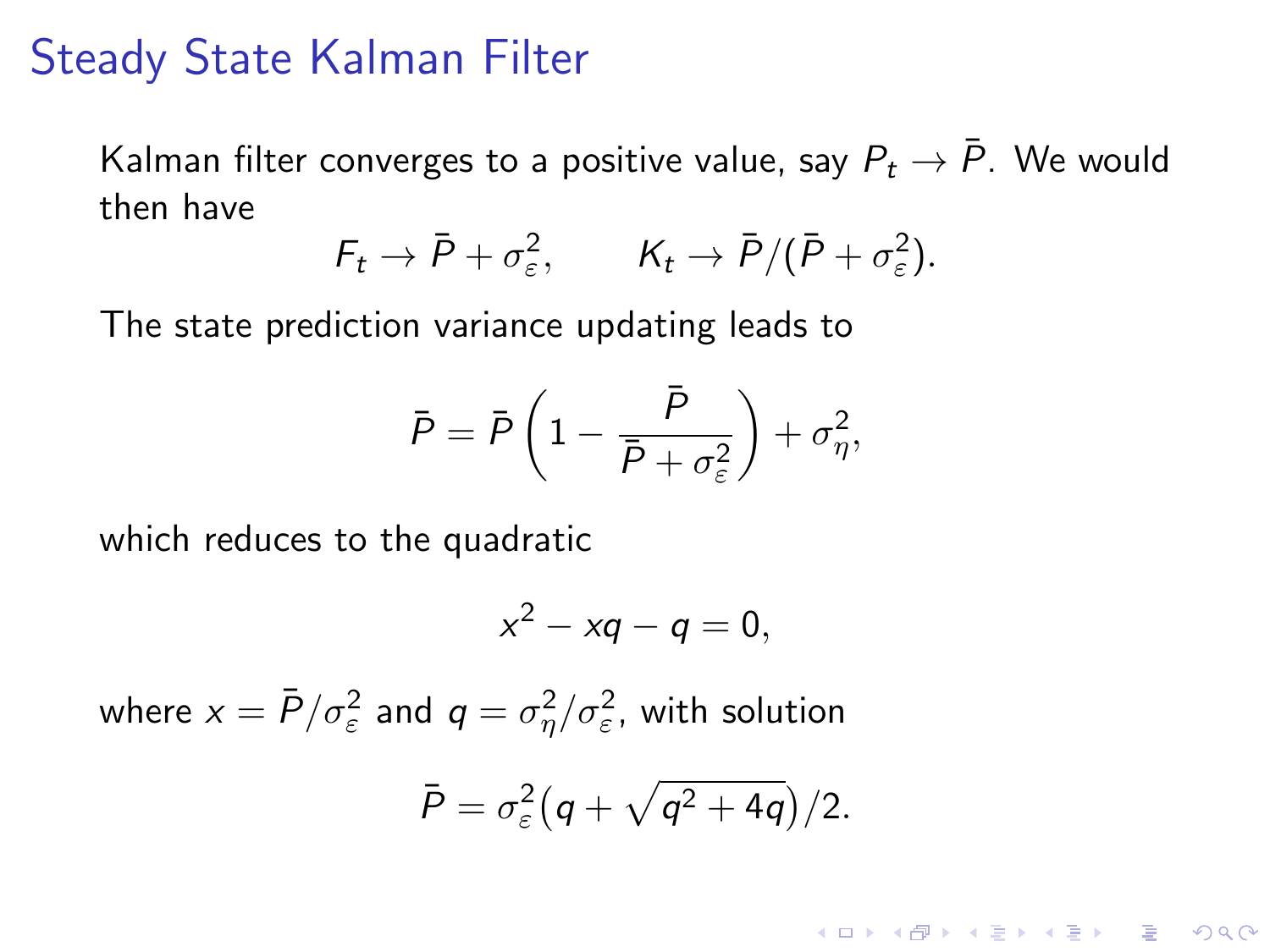# Steady State Kalman Filter

Kalman filter converges to a positive value, say $P_t \to \bar{P}$. We would then have

$$F_t \to \bar{P} + \sigma_\varepsilon^2, \qquad K_t \to \bar{P}/(\bar{P} + \sigma_\varepsilon^2).$$

The state prediction variance updating leads to

$$\bar{P} = \bar{P}\left(1 - \frac{\bar{P}}{\bar{P} + \sigma_\varepsilon^2}\right) + \sigma_\eta^2,$$

which reduces to the quadratic

$$x^2 - xq - q = 0,$$

where $x = \bar{P}/\sigma_\varepsilon^2$ and $q = \sigma_\eta^2/\sigma_\varepsilon^2$, with solution

$$\bar{P} = \sigma_\varepsilon^2\left(q + \sqrt{q^2 + 4q}\right)/2.$$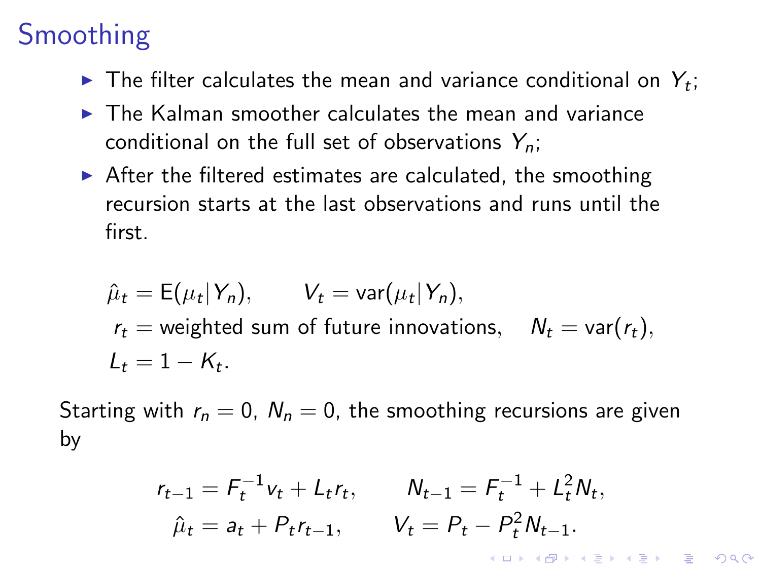# Smoothing

- The filter calculates the mean and variance conditional on $Y_t$;
- The Kalman smoother calculates the mean and variance conditional on the full set of observations $Y_n$;
- After the filtered estimates are calculated, the smoothing recursion starts at the last observations and runs until the first.

$$
\begin{aligned}
&\hat{\mu}_t = \mathrm{E}(\mu_t | Y_n), \qquad V_t = \mathrm{var}(\mu_t | Y_n), \\
&r_t = \text{weighted sum of future innovations}, \quad N_t = \mathrm{var}(r_t), \\
&L_t = 1 - K_t.
\end{aligned}
$$

Starting with $r_n = 0$, $N_n = 0$, the smoothing recursions are given by

$$
\begin{aligned}
r_{t-1} &= F_t^{-1} v_t + L_t r_t, \qquad N_{t-1} = F_t^{-1} + L_t^2 N_t, \\
\hat{\mu}_t &= a_t + P_t r_{t-1}, \qquad V_t = P_t - P_t^2 N_{t-1}.
\end{aligned}
$$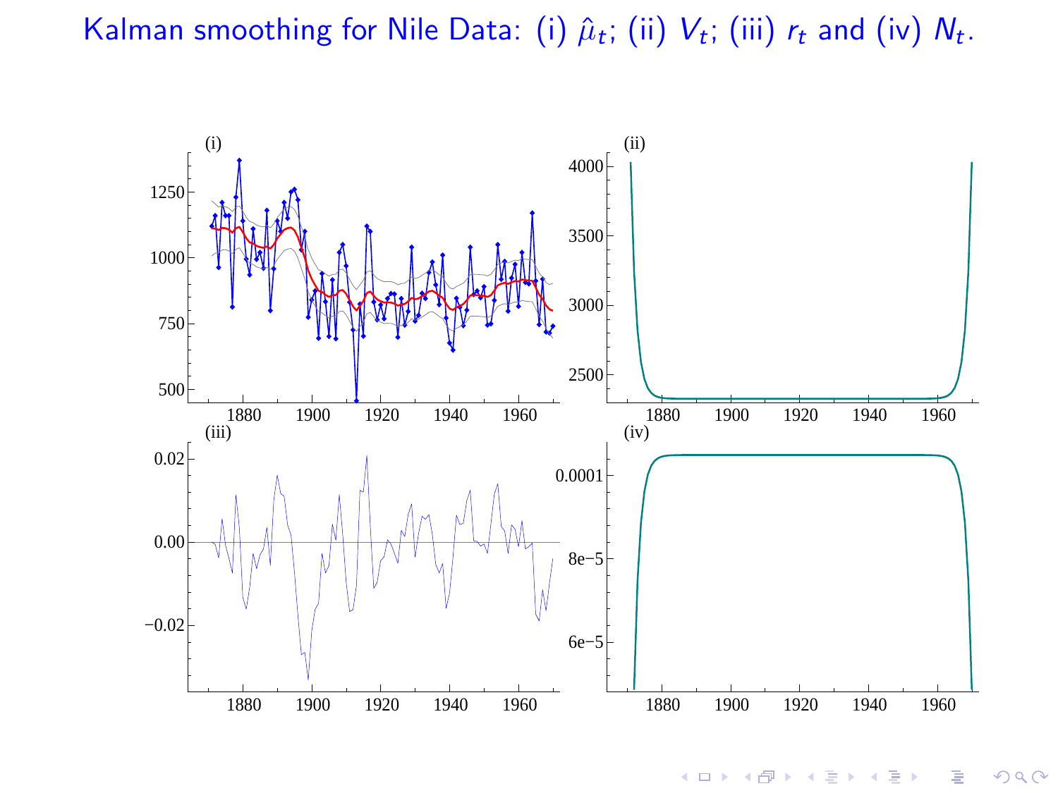# Kalman smoothing for Nile Data: (i) $\hat{\mu}_t$; (ii) $V_t$; (iii) $r_t$ and (iv) $N_t$.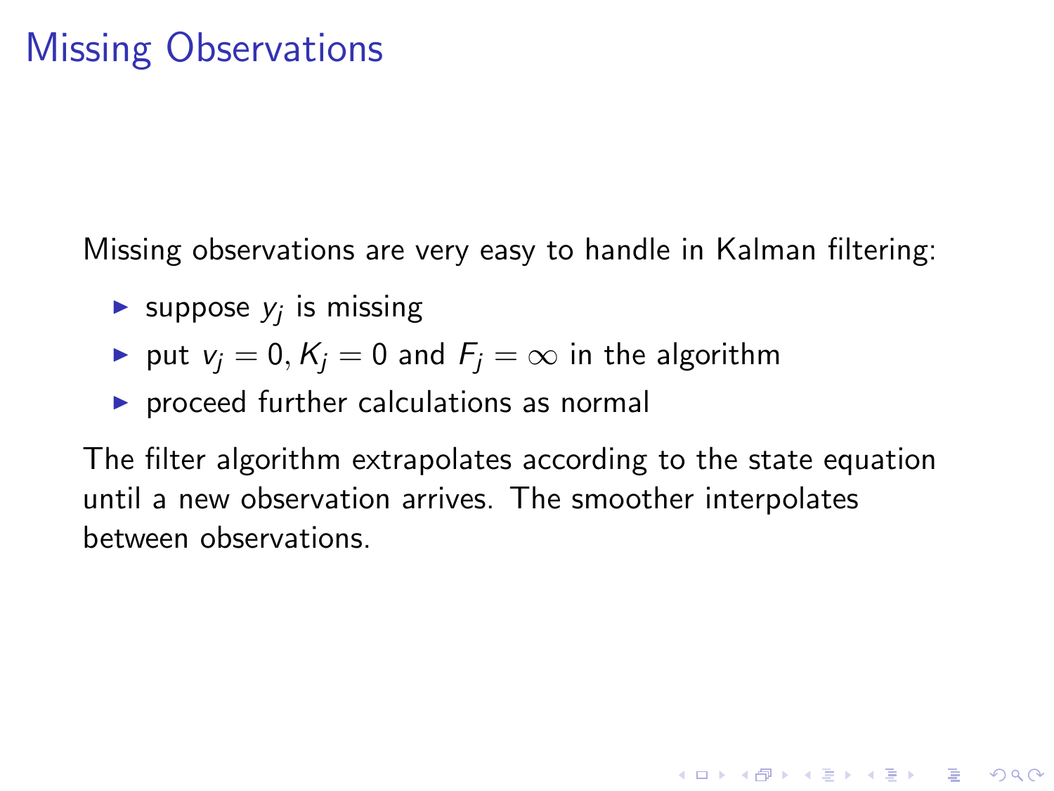# Missing Observations

Missing observations are very easy to handle in Kalman filtering:

- suppose $y_j$ is missing
- put $v_j = 0, K_j = 0$ and $F_j = \infty$ in the algorithm
- proceed further calculations as normal

The filter algorithm extrapolates according to the state equation until a new observation arrives. The smoother interpolates between observations.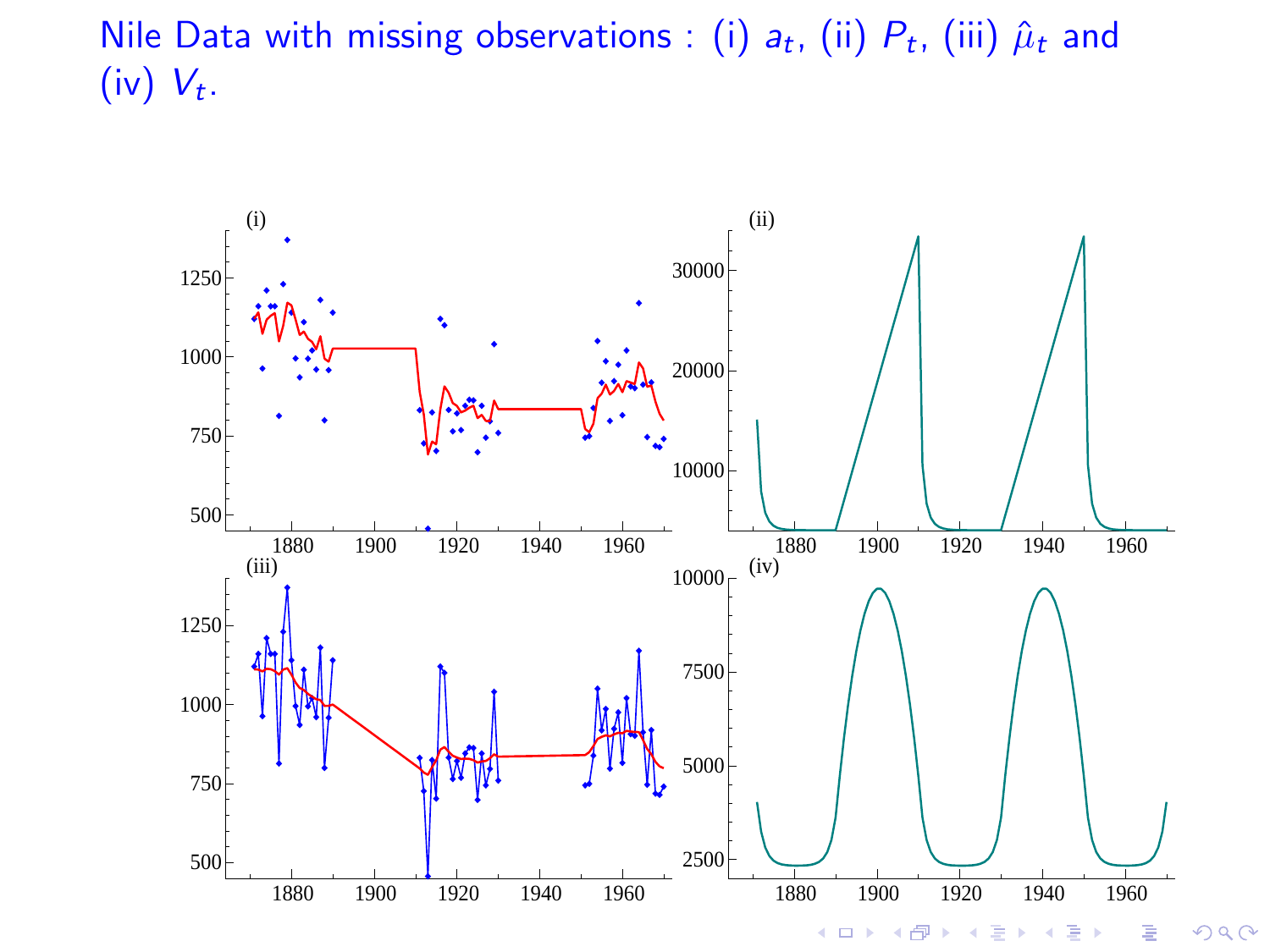# Nile Data with missing observations : (i) $a_t$, (ii) $P_t$, (iii) $\hat{\mu}_t$ and (iv) $V_t$.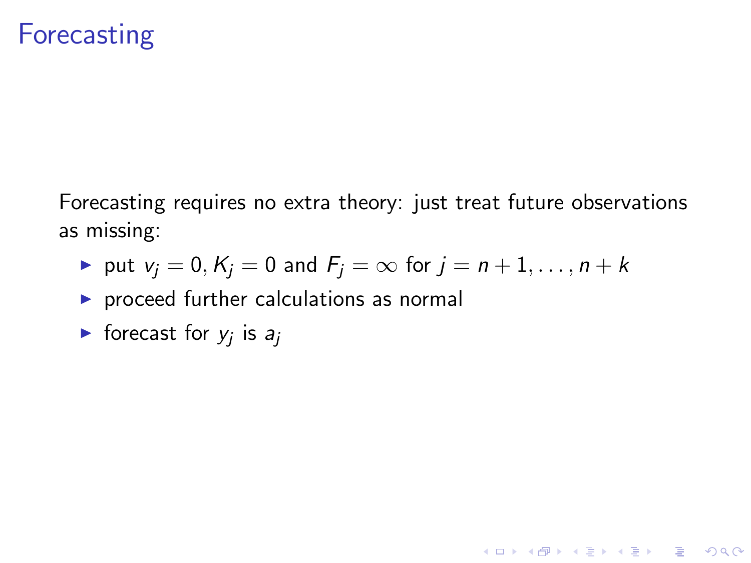# Forecasting

Forecasting requires no extra theory: just treat future observations as missing:

- put $v_j = 0, K_j = 0$ and $F_j = \infty$ for $j = n+1, \ldots, n+k$
- proceed further calculations as normal
- forecast for $y_j$ is $a_j$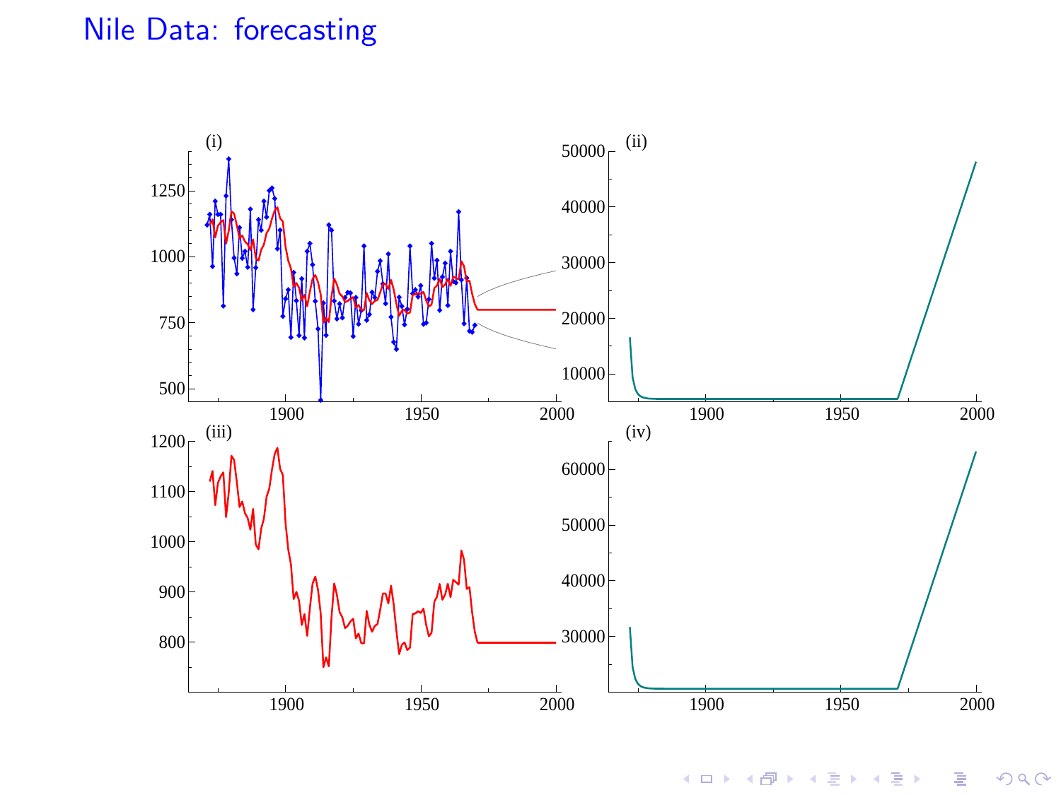# Nile Data: forecasting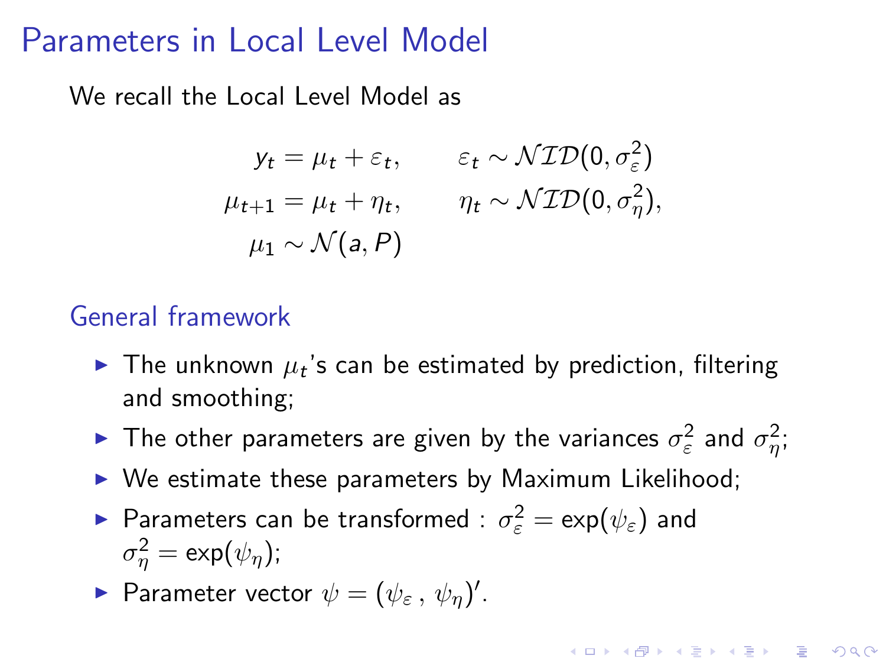# Parameters in Local Level Model

We recall the Local Level Model as

$$
\begin{aligned}
y_t &= \mu_t + \varepsilon_t, & \varepsilon_t &\sim \mathcal{NID}(0, \sigma^2_\varepsilon) \\
\mu_{t+1} &= \mu_t + \eta_t, & \eta_t &\sim \mathcal{NID}(0, \sigma^2_\eta), \\
\mu_1 &\sim \mathcal{N}(a, P)
\end{aligned}
$$

## General framework

- The unknown $\mu_t$'s can be estimated by prediction, filtering and smoothing;
- The other parameters are given by the variances $\sigma^2_\varepsilon$ and $\sigma^2_\eta$;
- We estimate these parameters by Maximum Likelihood;
- Parameters can be transformed : $\sigma^2_\varepsilon = \exp(\psi_\varepsilon)$ and $\sigma^2_\eta = \exp(\psi_\eta)$;
- Parameter vector $\psi = (\psi_\varepsilon \, , \, \psi_\eta)'$.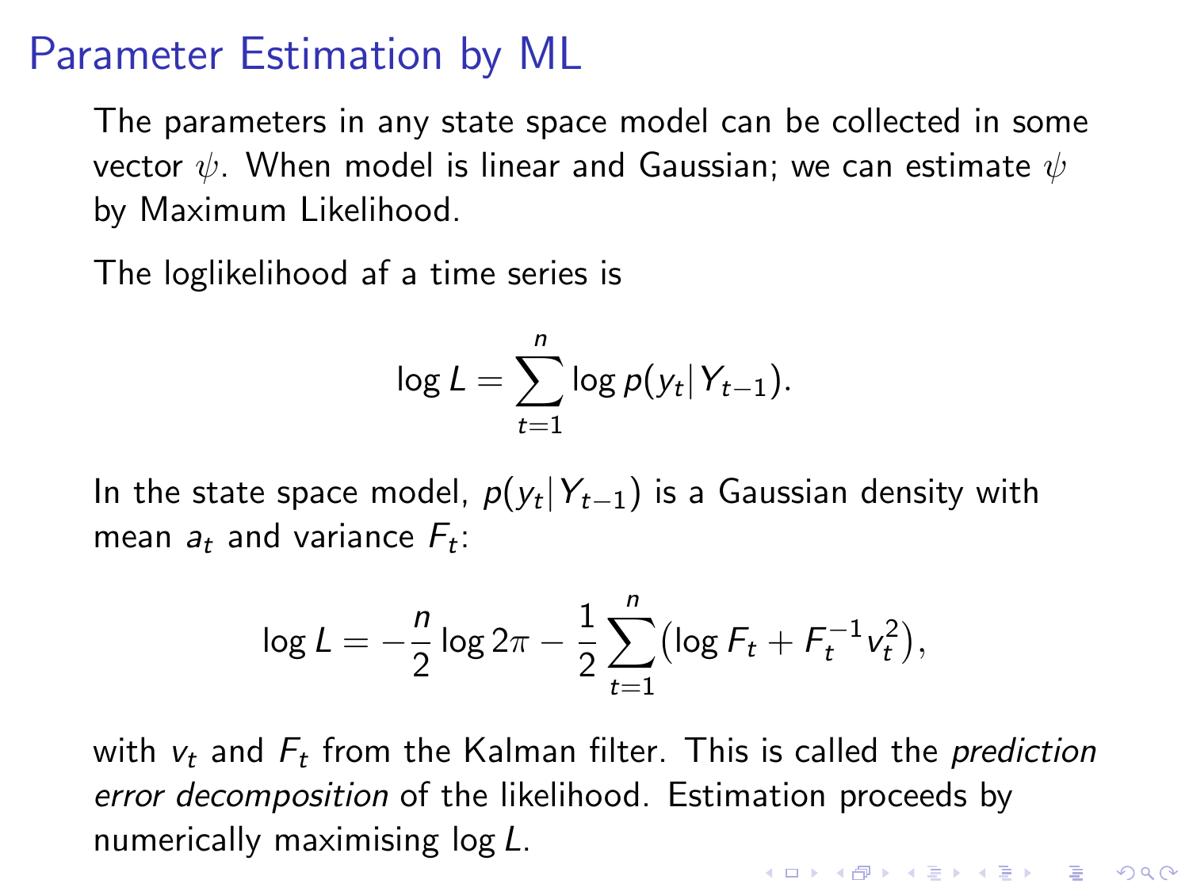# Parameter Estimation by ML

The parameters in any state space model can be collected in some vector $\psi$. When model is linear and Gaussian; we can estimate $\psi$ by Maximum Likelihood.

The loglikelihood af a time series is

$$\log L = \sum_{t=1}^{n} \log p(y_t | Y_{t-1}).$$

In the state space model, $p(y_t | Y_{t-1})$ is a Gaussian density with mean $a_t$ and variance $F_t$:

$$\log L = -\frac{n}{2} \log 2\pi - \frac{1}{2} \sum_{t=1}^{n} \left( \log F_t + F_t^{-1} v_t^2 \right),$$

with $v_t$ and $F_t$ from the Kalman filter. This is called the *prediction error decomposition* of the likelihood. Estimation proceeds by numerically maximising $\log L$.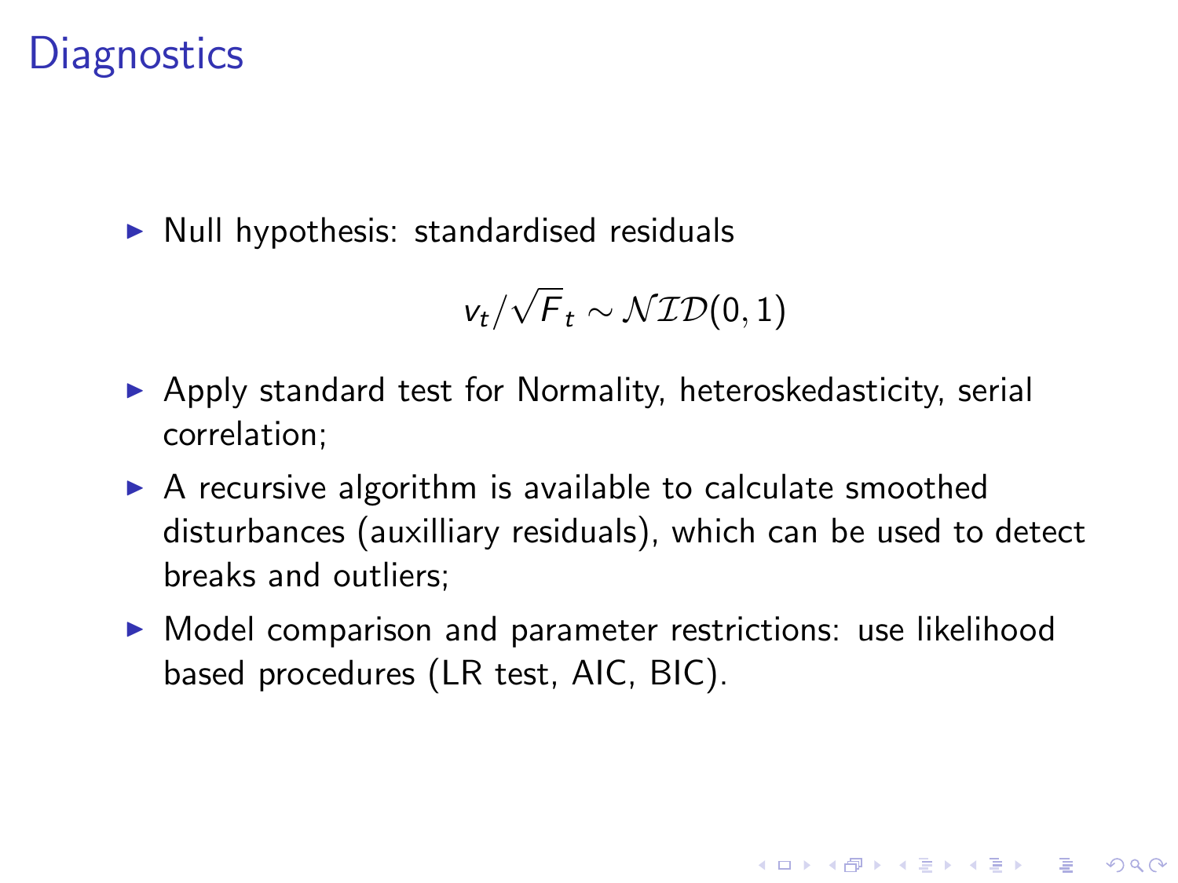# Diagnostics

- Null hypothesis: standardised residuals

$$v_t/\sqrt{F}_t \sim \mathcal{NID}(0, 1)$$

- Apply standard test for Normality, heteroskedasticity, serial correlation;
- A recursive algorithm is available to calculate smoothed disturbances (auxilliary residuals), which can be used to detect breaks and outliers;
- Model comparison and parameter restrictions: use likelihood based procedures (LR test, AIC, BIC).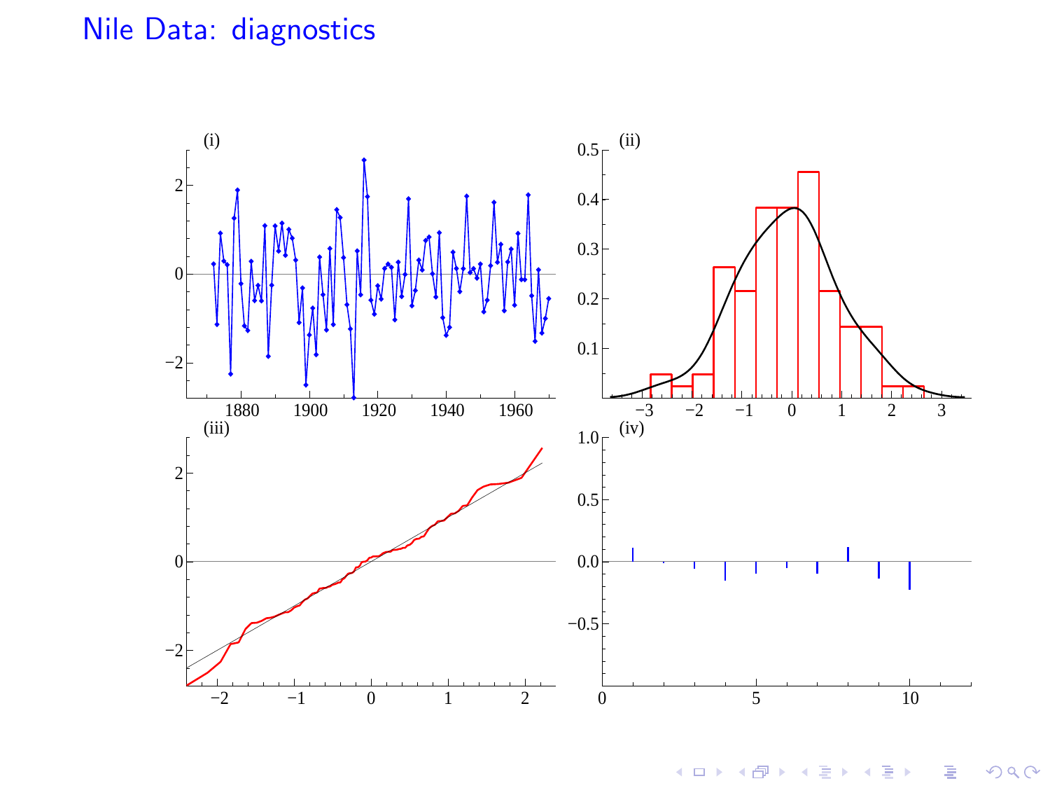# Nile Data: diagnostics

(i)

(ii)

(iii)

(iv)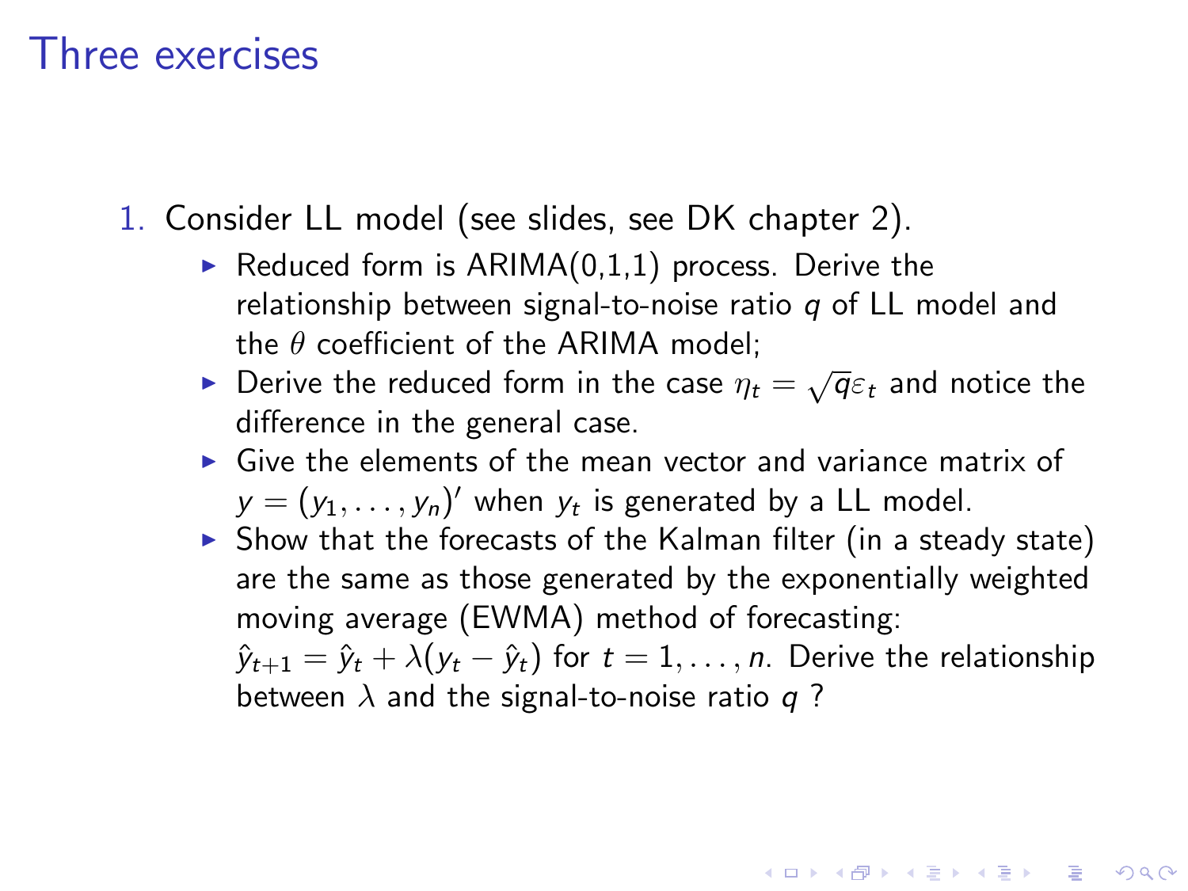# Three exercises

1. Consider LL model (see slides, see DK chapter 2).
   - Reduced form is ARIMA(0,1,1) process. Derive the relationship between signal-to-noise ratio $q$ of LL model and the $\theta$ coefficient of the ARIMA model;
   - Derive the reduced form in the case $\eta_t = \sqrt{q}\varepsilon_t$ and notice the difference in the general case.
   - Give the elements of the mean vector and variance matrix of $y = (y_1, \ldots, y_n)'$ when $y_t$ is generated by a LL model.
   - Show that the forecasts of the Kalman filter (in a steady state) are the same as those generated by the exponentially weighted moving average (EWMA) method of forecasting: $\hat{y}_{t+1} = \hat{y}_t + \lambda(y_t - \hat{y}_t)$ for $t = 1, \ldots, n$. Derive the relationship between $\lambda$ and the signal-to-noise ratio $q$ ?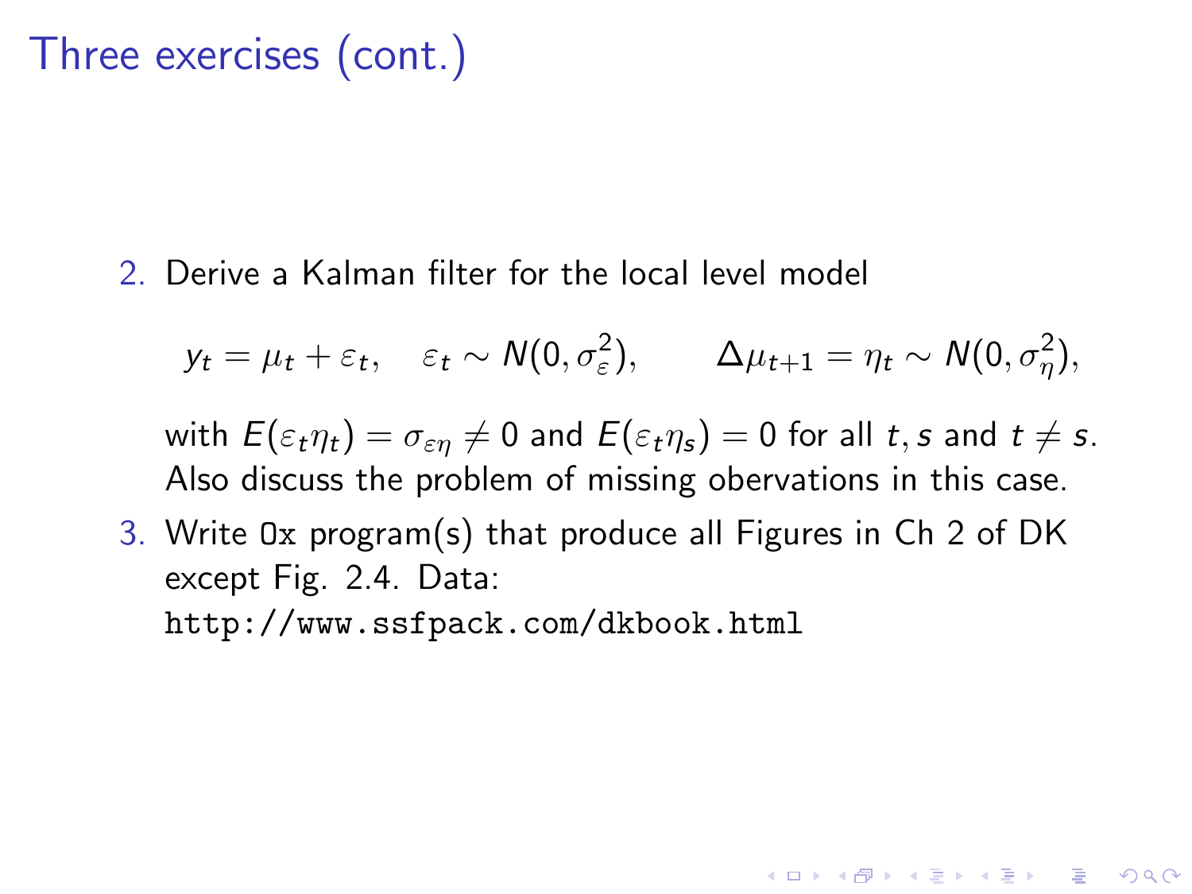# Three exercises (cont.)

2. Derive a Kalman filter for the local level model

$$y_t = \mu_t + \varepsilon_t, \quad \varepsilon_t \sim N(0, \sigma_\varepsilon^2), \qquad \Delta\mu_{t+1} = \eta_t \sim N(0, \sigma_\eta^2),$$

   with $E(\varepsilon_t \eta_t) = \sigma_{\varepsilon\eta} \neq 0$ and $E(\varepsilon_t \eta_s) = 0$ for all $t, s$ and $t \neq s$. Also discuss the problem of missing obervations in this case.

3. Write `Ox` program(s) that produce all Figures in Ch 2 of DK except Fig. 2.4. Data: `http://www.ssfpack.com/dkbook.html`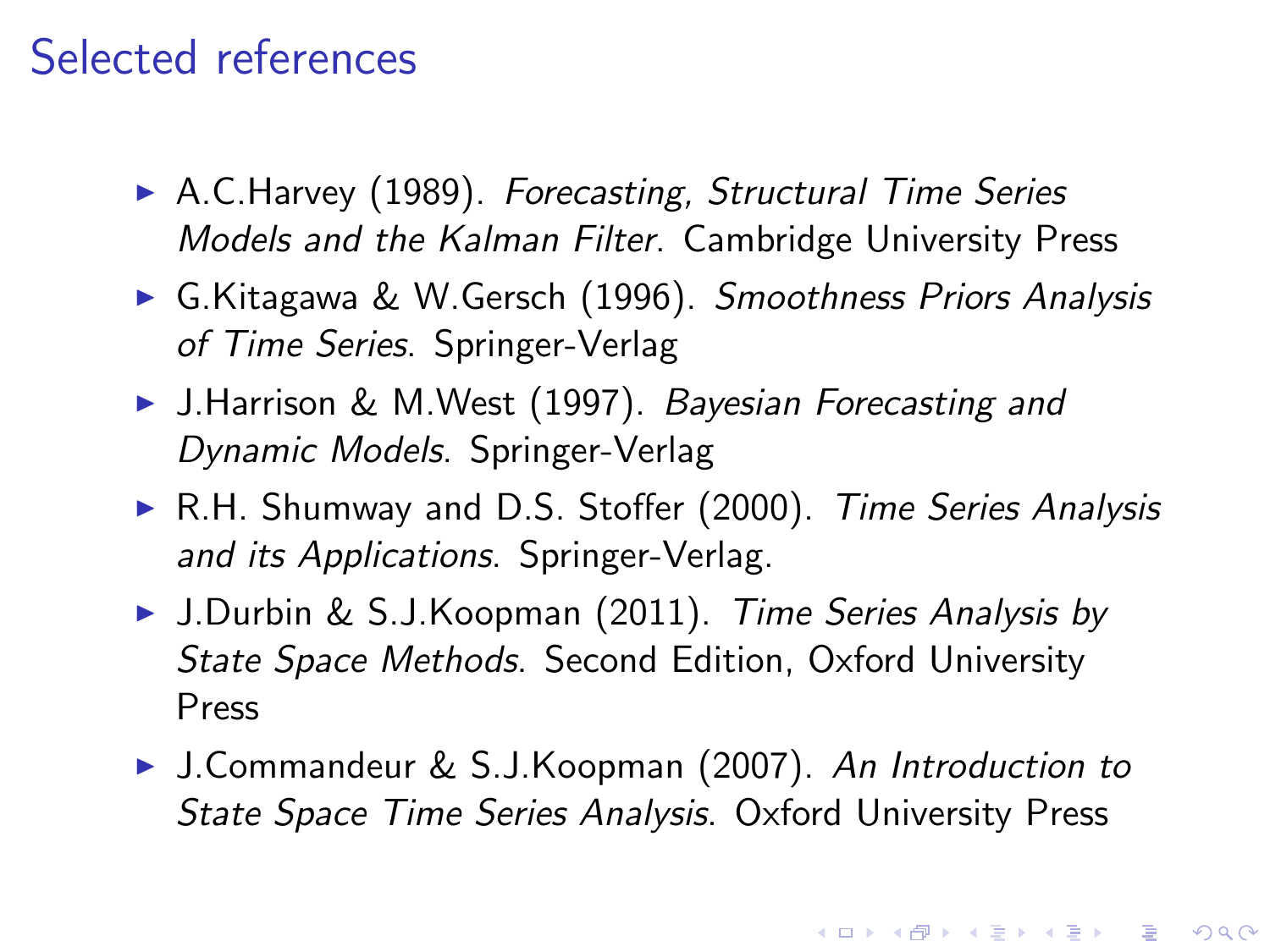# Selected references

- A.C.Harvey (1989). *Forecasting, Structural Time Series Models and the Kalman Filter*. Cambridge University Press
- G.Kitagawa & W.Gersch (1996). *Smoothness Priors Analysis of Time Series*. Springer-Verlag
- J.Harrison & M.West (1997). *Bayesian Forecasting and Dynamic Models*. Springer-Verlag
- R.H. Shumway and D.S. Stoffer (2000). *Time Series Analysis and its Applications*. Springer-Verlag.
- J.Durbin & S.J.Koopman (2011). *Time Series Analysis by State Space Methods*. Second Edition, Oxford University Press
- J.Commandeur & S.J.Koopman (2007). *An Introduction to State Space Time Series Analysis*. Oxford University Press